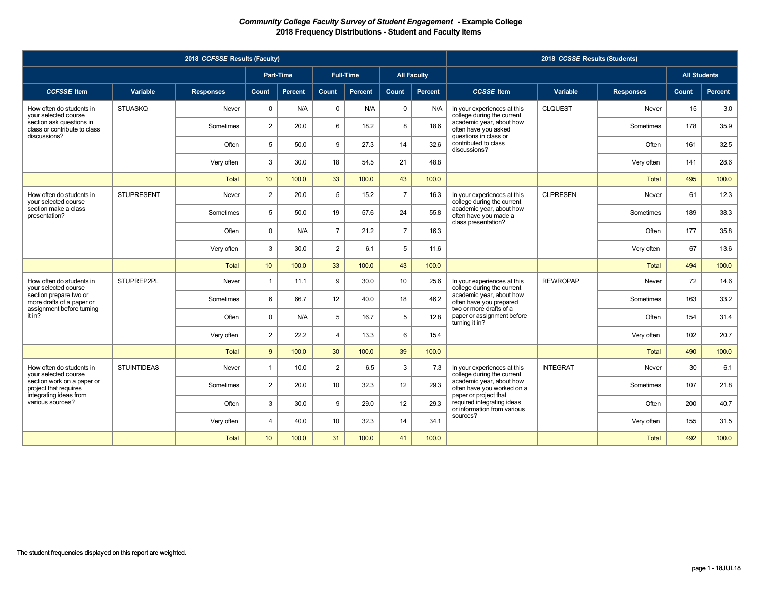***Community College Faculty Survey of Student Engagement* - Example College**
**2018 Frequency Distributions - Student and Faculty Items**

| 2018 *CCFSSE* Results (Faculty) | | | | | | | | | 2018 *CCSSE* Results (Students) | | | | |
|---|---|---|---|---|---|---|---|---|---|---|---|---|---|
| | | | Part-Time | | Full-Time | | All Faculty | | | | | All Students | |
| ***CCFSSE* Item** | **Variable** | **Responses** | **Count** | **Percent** | **Count** | **Percent** | **Count** | **Percent** | ***CCSSE* Item** | **Variable** | **Responses** | **Count** | **Percent** |
| How often do students in your selected course section ask questions in class or contribute to class discussions? | STUASKQ | Never | 0 | N/A | 0 | N/A | 0 | N/A | In your experiences at this college during the current academic year, about how often have you asked questions in class or contributed to class discussions? | CLQUEST | Never | 15 | 3.0 |
| | | Sometimes | 2 | 20.0 | 6 | 18.2 | 8 | 18.6 | | | Sometimes | 178 | 35.9 |
| | | Often | 5 | 50.0 | 9 | 27.3 | 14 | 32.6 | | | Often | 161 | 32.5 |
| | | Very often | 3 | 30.0 | 18 | 54.5 | 21 | 48.8 | | | Very often | 141 | 28.6 |
| | | Total | 10 | 100.0 | 33 | 100.0 | 43 | 100.0 | | | Total | 495 | 100.0 |
| How often do students in your selected course section make a class presentation? | STUPRESENT | Never | 2 | 20.0 | 5 | 15.2 | 7 | 16.3 | In your experiences at this college during the current academic year, about how often have you made a class presentation? | CLPRESEN | Never | 61 | 12.3 |
| | | Sometimes | 5 | 50.0 | 19 | 57.6 | 24 | 55.8 | | | Sometimes | 189 | 38.3 |
| | | Often | 0 | N/A | 7 | 21.2 | 7 | 16.3 | | | Often | 177 | 35.8 |
| | | Very often | 3 | 30.0 | 2 | 6.1 | 5 | 11.6 | | | Very often | 67 | 13.6 |
| | | Total | 10 | 100.0 | 33 | 100.0 | 43 | 100.0 | | | Total | 494 | 100.0 |
| How often do students in your selected course section prepare two or more drafts of a paper or assignment before turning it in? | STUPREP2PL | Never | 1 | 11.1 | 9 | 30.0 | 10 | 25.6 | In your experiences at this college during the current academic year, about how often have you prepared two or more drafts of a paper or assignment before turning it in? | REWROPAP | Never | 72 | 14.6 |
| | | Sometimes | 6 | 66.7 | 12 | 40.0 | 18 | 46.2 | | | Sometimes | 163 | 33.2 |
| | | Often | 0 | N/A | 5 | 16.7 | 5 | 12.8 | | | Often | 154 | 31.4 |
| | | Very often | 2 | 22.2 | 4 | 13.3 | 6 | 15.4 | | | Very often | 102 | 20.7 |
| | | Total | 9 | 100.0 | 30 | 100.0 | 39 | 100.0 | | | Total | 490 | 100.0 |
| How often do students in your selected course section work on a paper or project that requires integrating ideas from various sources? | STUINTIDEAS | Never | 1 | 10.0 | 2 | 6.5 | 3 | 7.3 | In your experiences at this college during the current academic year, about how often have you worked on a paper or project that required integrating ideas or information from various sources? | INTEGRAT | Never | 30 | 6.1 |
| | | Sometimes | 2 | 20.0 | 10 | 32.3 | 12 | 29.3 | | | Sometimes | 107 | 21.8 |
| | | Often | 3 | 30.0 | 9 | 29.0 | 12 | 29.3 | | | Often | 200 | 40.7 |
| | | Very often | 4 | 40.0 | 10 | 32.3 | 14 | 34.1 | | | Very often | 155 | 31.5 |
| | | Total | 10 | 100.0 | 31 | 100.0 | 41 | 100.0 | | | Total | 492 | 100.0 |

The student frequencies displayed on this report are weighted.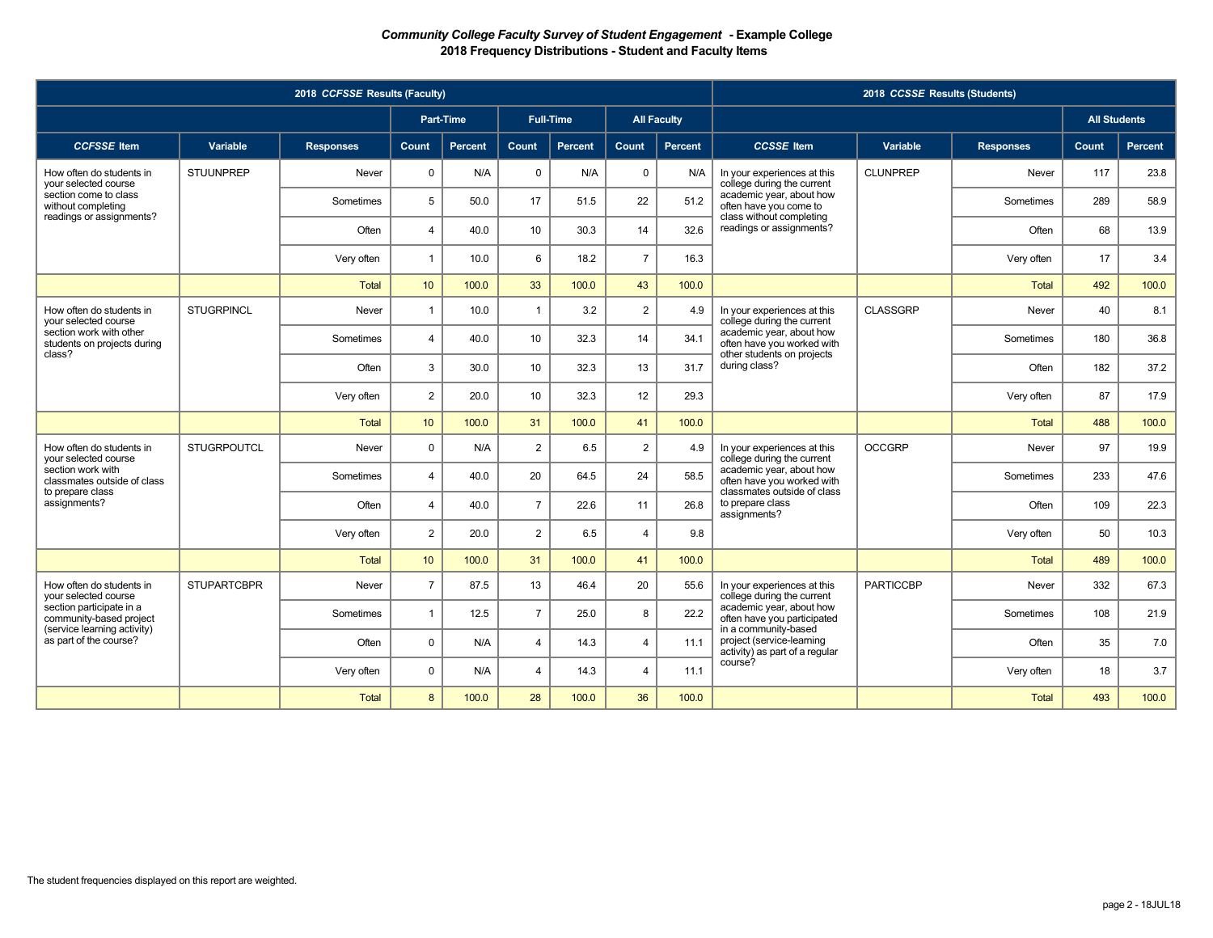***Community College Faculty Survey of Student Engagement* - Example College**
**2018 Frequency Distributions - Student and Faculty Items**

| 2018 *CCFSSE* Results (Faculty) | | | | | | | | | 2018 *CCSSE* Results (Students) | | | | |
|---|---|---|---|---|---|---|---|---|---|---|---|---|---|
| | | | Part-Time | | Full-Time | | All Faculty | | | | | All Students | |
| *CCFSSE* Item | Variable | Responses | Count | Percent | Count | Percent | Count | Percent | *CCSSE* Item | Variable | Responses | Count | Percent |
| How often do students in your selected course section come to class without completing readings or assignments? | STUUNPREP | Never | 0 | N/A | 0 | N/A | 0 | N/A | In your experiences at this college during the current academic year, about how often have you come to class without completing readings or assignments? | CLUNPREP | Never | 117 | 23.8 |
| | | Sometimes | 5 | 50.0 | 17 | 51.5 | 22 | 51.2 | | | Sometimes | 289 | 58.9 |
| | | Often | 4 | 40.0 | 10 | 30.3 | 14 | 32.6 | | | Often | 68 | 13.9 |
| | | Very often | 1 | 10.0 | 6 | 18.2 | 7 | 16.3 | | | Very often | 17 | 3.4 |
| | | Total | 10 | 100.0 | 33 | 100.0 | 43 | 100.0 | | | Total | 492 | 100.0 |
| How often do students in your selected course section work with other students on projects during class? | STUGRPINCL | Never | 1 | 10.0 | 1 | 3.2 | 2 | 4.9 | In your experiences at this college during the current academic year, about how often have you worked with other students on projects during class? | CLASSGRP | Never | 40 | 8.1 |
| | | Sometimes | 4 | 40.0 | 10 | 32.3 | 14 | 34.1 | | | Sometimes | 180 | 36.8 |
| | | Often | 3 | 30.0 | 10 | 32.3 | 13 | 31.7 | | | Often | 182 | 37.2 |
| | | Very often | 2 | 20.0 | 10 | 32.3 | 12 | 29.3 | | | Very often | 87 | 17.9 |
| | | Total | 10 | 100.0 | 31 | 100.0 | 41 | 100.0 | | | Total | 488 | 100.0 |
| How often do students in your selected course section work with classmates outside of class to prepare class assignments? | STUGRPOUTCL | Never | 0 | N/A | 2 | 6.5 | 2 | 4.9 | In your experiences at this college during the current academic year, about how often have you worked with classmates outside of class to prepare class assignments? | OCCGRP | Never | 97 | 19.9 |
| | | Sometimes | 4 | 40.0 | 20 | 64.5 | 24 | 58.5 | | | Sometimes | 233 | 47.6 |
| | | Often | 4 | 40.0 | 7 | 22.6 | 11 | 26.8 | | | Often | 109 | 22.3 |
| | | Very often | 2 | 20.0 | 2 | 6.5 | 4 | 9.8 | | | Very often | 50 | 10.3 |
| | | Total | 10 | 100.0 | 31 | 100.0 | 41 | 100.0 | | | Total | 489 | 100.0 |
| How often do students in your selected course section participate in a community-based project (service learning activity) as part of the course? | STUPARTCBPR | Never | 7 | 87.5 | 13 | 46.4 | 20 | 55.6 | In your experiences at this college during the current academic year, about how often have you participated in a community-based project (service-learning activity) as part of a regular course? | PARTICCBP | Never | 332 | 67.3 |
| | | Sometimes | 1 | 12.5 | 7 | 25.0 | 8 | 22.2 | | | Sometimes | 108 | 21.9 |
| | | Often | 0 | N/A | 4 | 14.3 | 4 | 11.1 | | | Often | 35 | 7.0 |
| | | Very often | 0 | N/A | 4 | 14.3 | 4 | 11.1 | | | Very often | 18 | 3.7 |
| | | Total | 8 | 100.0 | 28 | 100.0 | 36 | 100.0 | | | Total | 493 | 100.0 |

The student frequencies displayed on this report are weighted.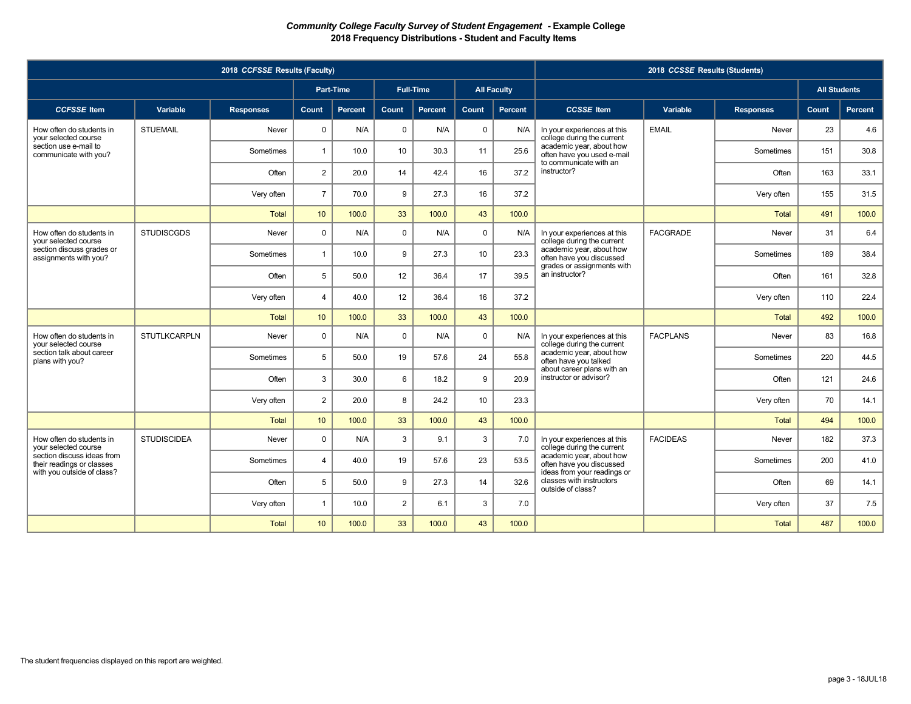### *Community College Faculty Survey of Student Engagement* - Example College
### 2018 Frequency Distributions - Student and Faculty Items

| 2018 *CCFSSE* Results (Faculty) | | | | | | | | | 2018 *CCSSE* Results (Students) | | | | |
|---|---|---|---|---|---|---|---|---|---|---|---|---|---|
| | | | Part-Time | | Full-Time | | All Faculty | | | | | All Students | |
| *CCFSSE* Item | Variable | Responses | Count | Percent | Count | Percent | Count | Percent | *CCSSE* Item | Variable | Responses | Count | Percent |
| How often do students in your selected course section use e-mail to communicate with you? | STUEMAIL | Never | 0 | N/A | 0 | N/A | 0 | N/A | In your experiences at this college during the current academic year, about how often have you used e-mail to communicate with an instructor? | EMAIL | Never | 23 | 4.6 |
| | | Sometimes | 1 | 10.0 | 10 | 30.3 | 11 | 25.6 | | | Sometimes | 151 | 30.8 |
| | | Often | 2 | 20.0 | 14 | 42.4 | 16 | 37.2 | | | Often | 163 | 33.1 |
| | | Very often | 7 | 70.0 | 9 | 27.3 | 16 | 37.2 | | | Very often | 155 | 31.5 |
| | | Total | 10 | 100.0 | 33 | 100.0 | 43 | 100.0 | | | Total | 491 | 100.0 |
| How often do students in your selected course section discuss grades or assignments with you? | STUDISCGDS | Never | 0 | N/A | 0 | N/A | 0 | N/A | In your experiences at this college during the current academic year, about how often have you discussed grades or assignments with an instructor? | FACGRADE | Never | 31 | 6.4 |
| | | Sometimes | 1 | 10.0 | 9 | 27.3 | 10 | 23.3 | | | Sometimes | 189 | 38.4 |
| | | Often | 5 | 50.0 | 12 | 36.4 | 17 | 39.5 | | | Often | 161 | 32.8 |
| | | Very often | 4 | 40.0 | 12 | 36.4 | 16 | 37.2 | | | Very often | 110 | 22.4 |
| | | Total | 10 | 100.0 | 33 | 100.0 | 43 | 100.0 | | | Total | 492 | 100.0 |
| How often do students in your selected course section talk about career plans with you? | STUTLKCARPLN | Never | 0 | N/A | 0 | N/A | 0 | N/A | In your experiences at this college during the current academic year, about how often have you talked about career plans with an instructor or advisor? | FACPLANS | Never | 83 | 16.8 |
| | | Sometimes | 5 | 50.0 | 19 | 57.6 | 24 | 55.8 | | | Sometimes | 220 | 44.5 |
| | | Often | 3 | 30.0 | 6 | 18.2 | 9 | 20.9 | | | Often | 121 | 24.6 |
| | | Very often | 2 | 20.0 | 8 | 24.2 | 10 | 23.3 | | | Very often | 70 | 14.1 |
| | | Total | 10 | 100.0 | 33 | 100.0 | 43 | 100.0 | | | Total | 494 | 100.0 |
| How often do students in your selected course section discuss ideas from their readings or classes with you outside of class? | STUDISCIDEA | Never | 0 | N/A | 3 | 9.1 | 3 | 7.0 | In your experiences at this college during the current academic year, about how often have you discussed ideas from your readings or classes with instructors outside of class? | FACIDEAS | Never | 182 | 37.3 |
| | | Sometimes | 4 | 40.0 | 19 | 57.6 | 23 | 53.5 | | | Sometimes | 200 | 41.0 |
| | | Often | 5 | 50.0 | 9 | 27.3 | 14 | 32.6 | | | Often | 69 | 14.1 |
| | | Very often | 1 | 10.0 | 2 | 6.1 | 3 | 7.0 | | | Very often | 37 | 7.5 |
| | | Total | 10 | 100.0 | 33 | 100.0 | 43 | 100.0 | | | Total | 487 | 100.0 |

The student frequencies displayed on this report are weighted.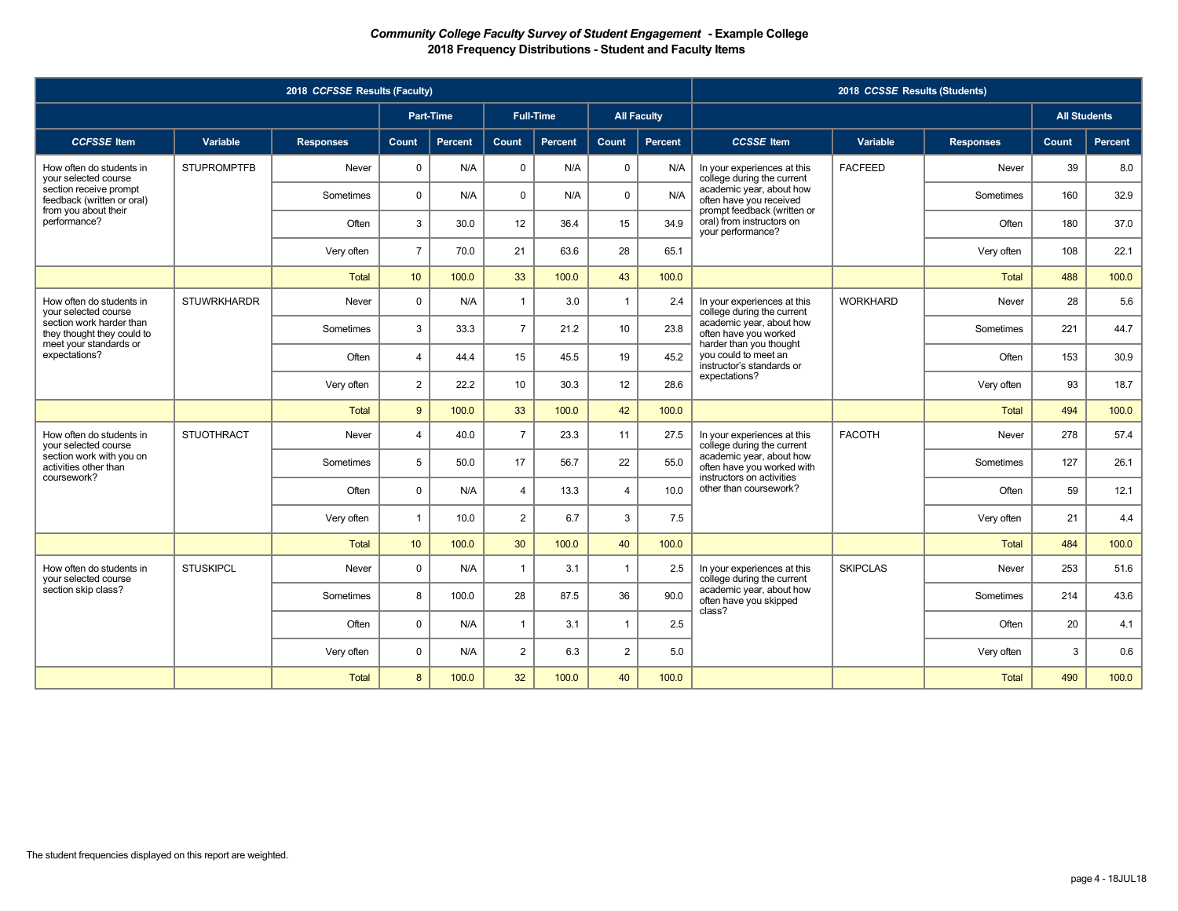***Community College Faculty Survey of Student Engagement* - Example College**
**2018 Frequency Distributions - Student and Faculty Items**

| 2018 *CCFSSE* Results (Faculty) | | | | | | | | | 2018 *CCSSE* Results (Students) | | | | |
|---|---|---|---|---|---|---|---|---|---|---|---|---|---|
| | | | Part-Time | | Full-Time | | All Faculty | | | | | All Students | |
| ***CCFSSE* Item** | **Variable** | **Responses** | **Count** | **Percent** | **Count** | **Percent** | **Count** | **Percent** | ***CCSSE* Item** | **Variable** | **Responses** | **Count** | **Percent** |
| How often do students in your selected course section receive prompt feedback (written or oral) from you about their performance? | STUPROMPTFB | Never | 0 | N/A | 0 | N/A | 0 | N/A | In your experiences at this college during the current academic year, about how often have you received prompt feedback (written or oral) from instructors on your performance? | FACFEED | Never | 39 | 8.0 |
| | | Sometimes | 0 | N/A | 0 | N/A | 0 | N/A | | | Sometimes | 160 | 32.9 |
| | | Often | 3 | 30.0 | 12 | 36.4 | 15 | 34.9 | | | Often | 180 | 37.0 |
| | | Very often | 7 | 70.0 | 21 | 63.6 | 28 | 65.1 | | | Very often | 108 | 22.1 |
| | | Total | 10 | 100.0 | 33 | 100.0 | 43 | 100.0 | | | Total | 488 | 100.0 |
| How often do students in your selected course section work harder than they thought they could to meet your standards or expectations? | STUWRKHARDR | Never | 0 | N/A | 1 | 3.0 | 1 | 2.4 | In your experiences at this college during the current academic year, about how often have you worked harder than you thought you could to meet an instructor's standards or expectations? | WORKHARD | Never | 28 | 5.6 |
| | | Sometimes | 3 | 33.3 | 7 | 21.2 | 10 | 23.8 | | | Sometimes | 221 | 44.7 |
| | | Often | 4 | 44.4 | 15 | 45.5 | 19 | 45.2 | | | Often | 153 | 30.9 |
| | | Very often | 2 | 22.2 | 10 | 30.3 | 12 | 28.6 | | | Very often | 93 | 18.7 |
| | | Total | 9 | 100.0 | 33 | 100.0 | 42 | 100.0 | | | Total | 494 | 100.0 |
| How often do students in your selected course section work with you on activities other than coursework? | STUOTHRACT | Never | 4 | 40.0 | 7 | 23.3 | 11 | 27.5 | In your experiences at this college during the current academic year, about how often have you worked with instructors on activities other than coursework? | FACOTH | Never | 278 | 57.4 |
| | | Sometimes | 5 | 50.0 | 17 | 56.7 | 22 | 55.0 | | | Sometimes | 127 | 26.1 |
| | | Often | 0 | N/A | 4 | 13.3 | 4 | 10.0 | | | Often | 59 | 12.1 |
| | | Very often | 1 | 10.0 | 2 | 6.7 | 3 | 7.5 | | | Very often | 21 | 4.4 |
| | | Total | 10 | 100.0 | 30 | 100.0 | 40 | 100.0 | | | Total | 484 | 100.0 |
| How often do students in your selected course section skip class? | STUSKIPCL | Never | 0 | N/A | 1 | 3.1 | 1 | 2.5 | In your experiences at this college during the current academic year, about how often have you skipped class? | SKIPCLAS | Never | 253 | 51.6 |
| | | Sometimes | 8 | 100.0 | 28 | 87.5 | 36 | 90.0 | | | Sometimes | 214 | 43.6 |
| | | Often | 0 | N/A | 1 | 3.1 | 1 | 2.5 | | | Often | 20 | 4.1 |
| | | Very often | 0 | N/A | 2 | 6.3 | 2 | 5.0 | | | Very often | 3 | 0.6 |
| | | Total | 8 | 100.0 | 32 | 100.0 | 40 | 100.0 | | | Total | 490 | 100.0 |

The student frequencies displayed on this report are weighted.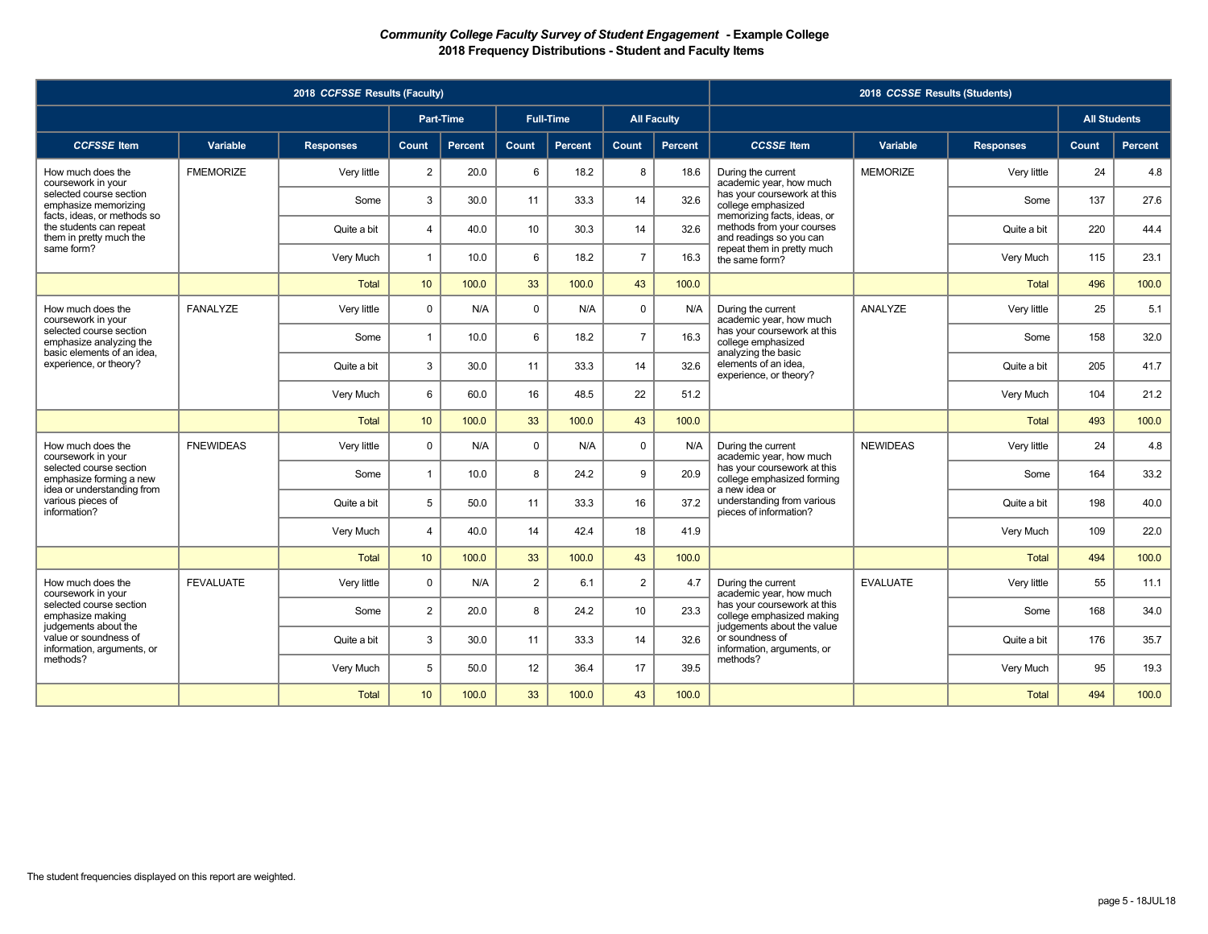***Community College Faculty Survey of Student Engagement* - Example College**
**2018 Frequency Distributions - Student and Faculty Items**

| 2018 *CCFSSE* Results (Faculty) | | | | | | | | | 2018 *CCSSE* Results (Students) | | | | |
|---|---|---|---|---|---|---|---|---|---|---|---|---|---|
| | | | Part-Time | | Full-Time | | All Faculty | | | | | All Students | |
| ***CCFSSE* Item** | **Variable** | **Responses** | **Count** | **Percent** | **Count** | **Percent** | **Count** | **Percent** | ***CCSSE* Item** | **Variable** | **Responses** | **Count** | **Percent** |
| How much does the coursework in your selected course section emphasize memorizing facts, ideas, or methods so the students can repeat them in pretty much the same form? | FMEMORIZE | Very little | 2 | 20.0 | 6 | 18.2 | 8 | 18.6 | During the current academic year, how much has your coursework at this college emphasized memorizing facts, ideas, or methods from your courses and readings so you can repeat them in pretty much the same form? | MEMORIZE | Very little | 24 | 4.8 |
| | | Some | 3 | 30.0 | 11 | 33.3 | 14 | 32.6 | | | Some | 137 | 27.6 |
| | | Quite a bit | 4 | 40.0 | 10 | 30.3 | 14 | 32.6 | | | Quite a bit | 220 | 44.4 |
| | | Very Much | 1 | 10.0 | 6 | 18.2 | 7 | 16.3 | | | Very Much | 115 | 23.1 |
| | | Total | 10 | 100.0 | 33 | 100.0 | 43 | 100.0 | | | Total | 496 | 100.0 |
| How much does the coursework in your selected course section emphasize analyzing the basic elements of an idea, experience, or theory? | FANALYZE | Very little | 0 | N/A | 0 | N/A | 0 | N/A | During the current academic year, how much has your coursework at this college emphasized analyzing the basic elements of an idea, experience, or theory? | ANALYZE | Very little | 25 | 5.1 |
| | | Some | 1 | 10.0 | 6 | 18.2 | 7 | 16.3 | | | Some | 158 | 32.0 |
| | | Quite a bit | 3 | 30.0 | 11 | 33.3 | 14 | 32.6 | | | Quite a bit | 205 | 41.7 |
| | | Very Much | 6 | 60.0 | 16 | 48.5 | 22 | 51.2 | | | Very Much | 104 | 21.2 |
| | | Total | 10 | 100.0 | 33 | 100.0 | 43 | 100.0 | | | Total | 493 | 100.0 |
| How much does the coursework in your selected course section emphasize forming a new idea or understanding from various pieces of information? | FNEWIDEAS | Very little | 0 | N/A | 0 | N/A | 0 | N/A | During the current academic year, how much has your coursework at this college emphasized forming a new idea or understanding from various pieces of information? | NEWIDEAS | Very little | 24 | 4.8 |
| | | Some | 1 | 10.0 | 8 | 24.2 | 9 | 20.9 | | | Some | 164 | 33.2 |
| | | Quite a bit | 5 | 50.0 | 11 | 33.3 | 16 | 37.2 | | | Quite a bit | 198 | 40.0 |
| | | Very Much | 4 | 40.0 | 14 | 42.4 | 18 | 41.9 | | | Very Much | 109 | 22.0 |
| | | Total | 10 | 100.0 | 33 | 100.0 | 43 | 100.0 | | | Total | 494 | 100.0 |
| How much does the coursework in your selected course section emphasize making judgements about the value or soundness of information, arguments, or methods? | FEVALUATE | Very little | 0 | N/A | 2 | 6.1 | 2 | 4.7 | During the current academic year, how much has your coursework at this college emphasized making judgements about the value or soundness of information, arguments, or methods? | EVALUATE | Very little | 55 | 11.1 |
| | | Some | 2 | 20.0 | 8 | 24.2 | 10 | 23.3 | | | Some | 168 | 34.0 |
| | | Quite a bit | 3 | 30.0 | 11 | 33.3 | 14 | 32.6 | | | Quite a bit | 176 | 35.7 |
| | | Very Much | 5 | 50.0 | 12 | 36.4 | 17 | 39.5 | | | Very Much | 95 | 19.3 |
| | | Total | 10 | 100.0 | 33 | 100.0 | 43 | 100.0 | | | Total | 494 | 100.0 |

The student frequencies displayed on this report are weighted.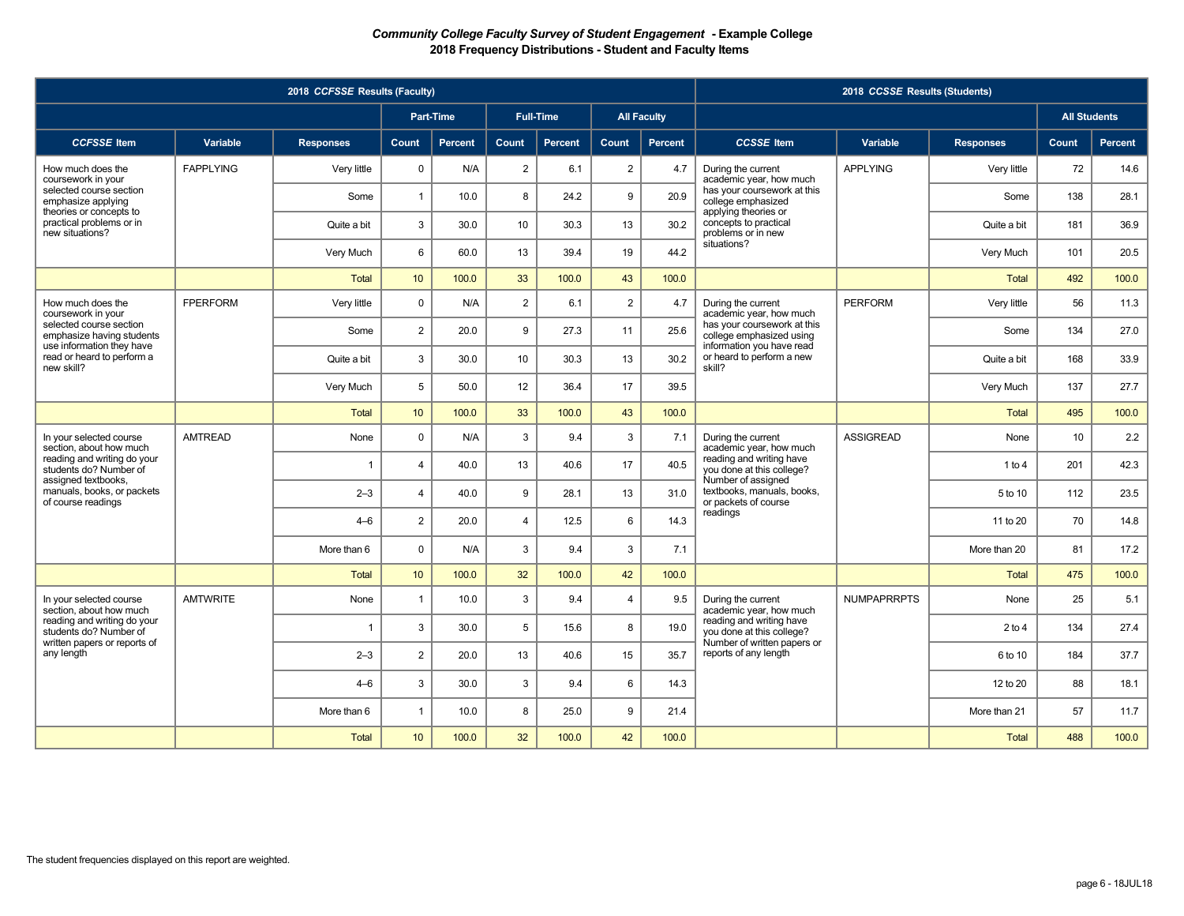***Community College Faculty Survey of Student Engagement* - Example College**
**2018 Frequency Distributions - Student and Faculty Items**

| 2018 *CCFSSE* Results (Faculty) | | | | | | | | | 2018 *CCSSE* Results (Students) | | | | |
|---|---|---|---|---|---|---|---|---|---|---|---|---|---|
| | | | Part-Time | | Full-Time | | All Faculty | | | | | All Students | |
| ***CCFSSE* Item** | **Variable** | **Responses** | **Count** | **Percent** | **Count** | **Percent** | **Count** | **Percent** | ***CCSSE* Item** | **Variable** | **Responses** | **Count** | **Percent** |
| How much does the coursework in your selected course section emphasize applying theories or concepts to practical problems or in new situations? | FAPPLYING | Very little | 0 | N/A | 2 | 6.1 | 2 | 4.7 | During the current academic year, how much has your coursework at this college emphasized applying theories or concepts to practical problems or in new situations? | APPLYING | Very little | 72 | 14.6 |
| | | Some | 1 | 10.0 | 8 | 24.2 | 9 | 20.9 | | | Some | 138 | 28.1 |
| | | Quite a bit | 3 | 30.0 | 10 | 30.3 | 13 | 30.2 | | | Quite a bit | 181 | 36.9 |
| | | Very Much | 6 | 60.0 | 13 | 39.4 | 19 | 44.2 | | | Very Much | 101 | 20.5 |
| | | Total | 10 | 100.0 | 33 | 100.0 | 43 | 100.0 | | | Total | 492 | 100.0 |
| How much does the coursework in your selected course section emphasize having students use information they have read or heard to perform a new skill? | FPERFORM | Very little | 0 | N/A | 2 | 6.1 | 2 | 4.7 | During the current academic year, how much has your coursework at this college emphasized using information you have read or heard to perform a new skill? | PERFORM | Very little | 56 | 11.3 |
| | | Some | 2 | 20.0 | 9 | 27.3 | 11 | 25.6 | | | Some | 134 | 27.0 |
| | | Quite a bit | 3 | 30.0 | 10 | 30.3 | 13 | 30.2 | | | Quite a bit | 168 | 33.9 |
| | | Very Much | 5 | 50.0 | 12 | 36.4 | 17 | 39.5 | | | Very Much | 137 | 27.7 |
| | | Total | 10 | 100.0 | 33 | 100.0 | 43 | 100.0 | | | Total | 495 | 100.0 |
| In your selected course section, about how much reading and writing do your students do? Number of assigned textbooks, manuals, books, or packets of course readings | AMTREAD | None | 0 | N/A | 3 | 9.4 | 3 | 7.1 | During the current academic year, how much reading and writing have you done at this college? Number of assigned textbooks, manuals, books, or packets of course readings | ASSIGREAD | None | 10 | 2.2 |
| | | 1 | 4 | 40.0 | 13 | 40.6 | 17 | 40.5 | | | 1 to 4 | 201 | 42.3 |
| | | 2–3 | 4 | 40.0 | 9 | 28.1 | 13 | 31.0 | | | 5 to 10 | 112 | 23.5 |
| | | 4–6 | 2 | 20.0 | 4 | 12.5 | 6 | 14.3 | | | 11 to 20 | 70 | 14.8 |
| | | More than 6 | 0 | N/A | 3 | 9.4 | 3 | 7.1 | | | More than 20 | 81 | 17.2 |
| | | Total | 10 | 100.0 | 32 | 100.0 | 42 | 100.0 | | | Total | 475 | 100.0 |
| In your selected course section, about how much reading and writing do your students do? Number of written papers or reports of any length | AMTWRITE | None | 1 | 10.0 | 3 | 9.4 | 4 | 9.5 | During the current academic year, how much reading and writing have you done at this college? Number of written papers or reports of any length | NUMPAPRRPTS | None | 25 | 5.1 |
| | | 1 | 3 | 30.0 | 5 | 15.6 | 8 | 19.0 | | | 2 to 4 | 134 | 27.4 |
| | | 2–3 | 2 | 20.0 | 13 | 40.6 | 15 | 35.7 | | | 6 to 10 | 184 | 37.7 |
| | | 4–6 | 3 | 30.0 | 3 | 9.4 | 6 | 14.3 | | | 12 to 20 | 88 | 18.1 |
| | | More than 6 | 1 | 10.0 | 8 | 25.0 | 9 | 21.4 | | | More than 21 | 57 | 11.7 |
| | | Total | 10 | 100.0 | 32 | 100.0 | 42 | 100.0 | | | Total | 488 | 100.0 |

The student frequencies displayed on this report are weighted.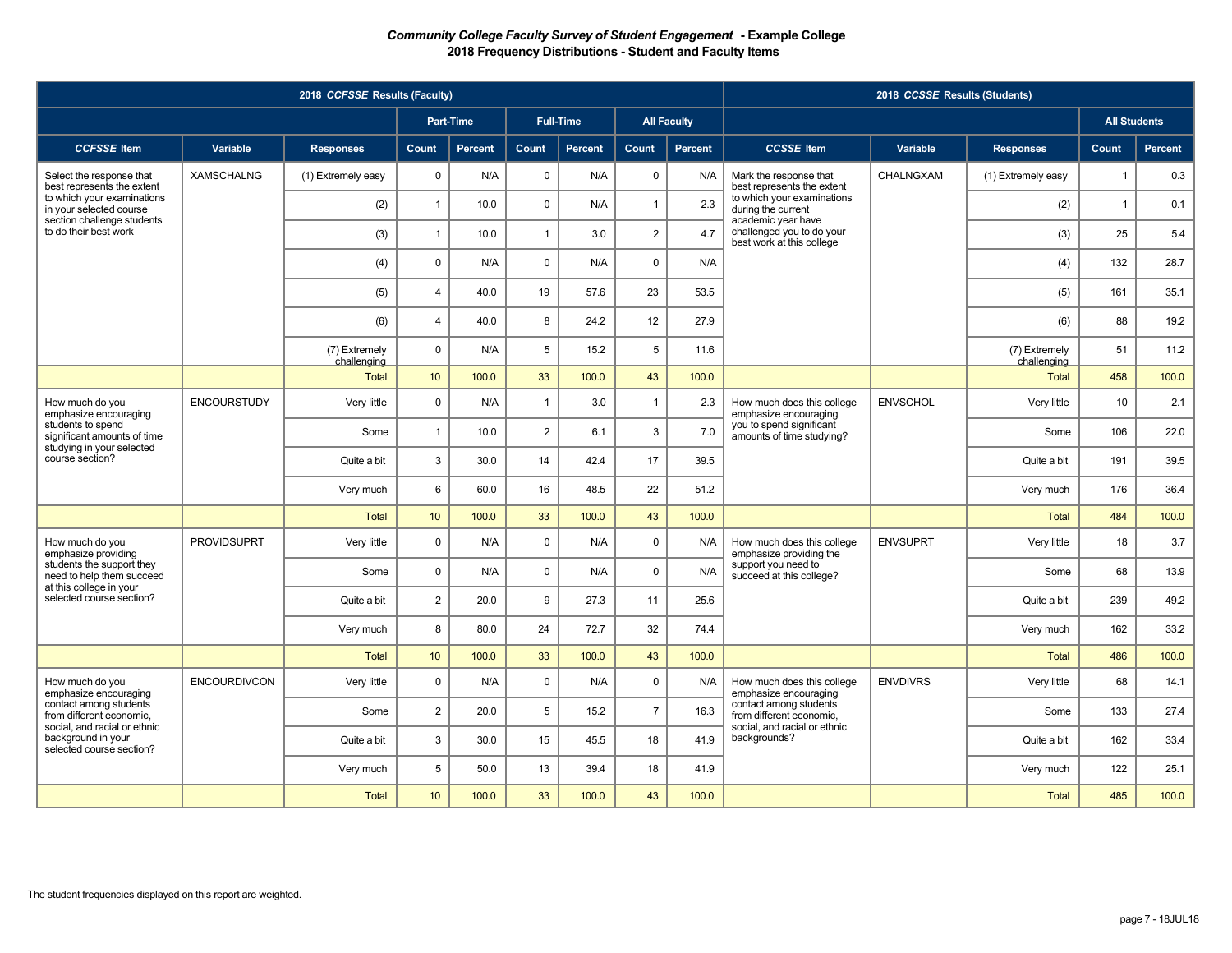***Community College Faculty Survey of Student Engagement* - Example College**
**2018 Frequency Distributions - Student and Faculty Items**

| 2018 *CCFSSE* Results (Faculty) | | | | | | | | | 2018 *CCSSE* Results (Students) | | | | |
|---|---|---|---|---|---|---|---|---|---|---|---|---|---|
| | | | Part-Time | | Full-Time | | All Faculty | | | | | All Students | |
| ***CCFSSE* Item** | **Variable** | **Responses** | **Count** | **Percent** | **Count** | **Percent** | **Count** | **Percent** | ***CCSSE* Item** | **Variable** | **Responses** | **Count** | **Percent** |
| Select the response that best represents the extent to which your examinations in your selected course section challenge students to do their best work | XAMSCHALNG | (1) Extremely easy | 0 | N/A | 0 | N/A | 0 | N/A | Mark the response that best represents the extent to which your examinations during the current academic year have challenged you to do your best work at this college | CHALNGXAM | (1) Extremely easy | 1 | 0.3 |
| | | (2) | 1 | 10.0 | 0 | N/A | 1 | 2.3 | | | (2) | 1 | 0.1 |
| | | (3) | 1 | 10.0 | 1 | 3.0 | 2 | 4.7 | | | (3) | 25 | 5.4 |
| | | (4) | 0 | N/A | 0 | N/A | 0 | N/A | | | (4) | 132 | 28.7 |
| | | (5) | 4 | 40.0 | 19 | 57.6 | 23 | 53.5 | | | (5) | 161 | 35.1 |
| | | (6) | 4 | 40.0 | 8 | 24.2 | 12 | 27.9 | | | (6) | 88 | 19.2 |
| | | (7) Extremely challenging | 0 | N/A | 5 | 15.2 | 5 | 11.6 | | | (7) Extremely challenging | 51 | 11.2 |
| | | Total | 10 | 100.0 | 33 | 100.0 | 43 | 100.0 | | | Total | 458 | 100.0 |
| How much do you emphasize encouraging students to spend significant amounts of time studying in your selected course section? | ENCOURSTUDY | Very little | 0 | N/A | 1 | 3.0 | 1 | 2.3 | How much does this college emphasize encouraging you to spend significant amounts of time studying? | ENVSCHOL | Very little | 10 | 2.1 |
| | | Some | 1 | 10.0 | 2 | 6.1 | 3 | 7.0 | | | Some | 106 | 22.0 |
| | | Quite a bit | 3 | 30.0 | 14 | 42.4 | 17 | 39.5 | | | Quite a bit | 191 | 39.5 |
| | | Very much | 6 | 60.0 | 16 | 48.5 | 22 | 51.2 | | | Very much | 176 | 36.4 |
| | | Total | 10 | 100.0 | 33 | 100.0 | 43 | 100.0 | | | Total | 484 | 100.0 |
| How much do you emphasize providing students the support they need to help them succeed at this college in your selected course section? | PROVIDSUPRT | Very little | 0 | N/A | 0 | N/A | 0 | N/A | How much does this college emphasize providing the support you need to succeed at this college? | ENVSUPRT | Very little | 18 | 3.7 |
| | | Some | 0 | N/A | 0 | N/A | 0 | N/A | | | Some | 68 | 13.9 |
| | | Quite a bit | 2 | 20.0 | 9 | 27.3 | 11 | 25.6 | | | Quite a bit | 239 | 49.2 |
| | | Very much | 8 | 80.0 | 24 | 72.7 | 32 | 74.4 | | | Very much | 162 | 33.2 |
| | | Total | 10 | 100.0 | 33 | 100.0 | 43 | 100.0 | | | Total | 486 | 100.0 |
| How much do you emphasize encouraging contact among students from different economic, social, and racial or ethnic background in your selected course section? | ENCOURDIVCON | Very little | 0 | N/A | 0 | N/A | 0 | N/A | How much does this college emphasize encouraging contact among students from different economic, social, and racial or ethnic backgrounds? | ENVDIVRS | Very little | 68 | 14.1 |
| | | Some | 2 | 20.0 | 5 | 15.2 | 7 | 16.3 | | | Some | 133 | 27.4 |
| | | Quite a bit | 3 | 30.0 | 15 | 45.5 | 18 | 41.9 | | | Quite a bit | 162 | 33.4 |
| | | Very much | 5 | 50.0 | 13 | 39.4 | 18 | 41.9 | | | Very much | 122 | 25.1 |
| | | Total | 10 | 100.0 | 33 | 100.0 | 43 | 100.0 | | | Total | 485 | 100.0 |

The student frequencies displayed on this report are weighted.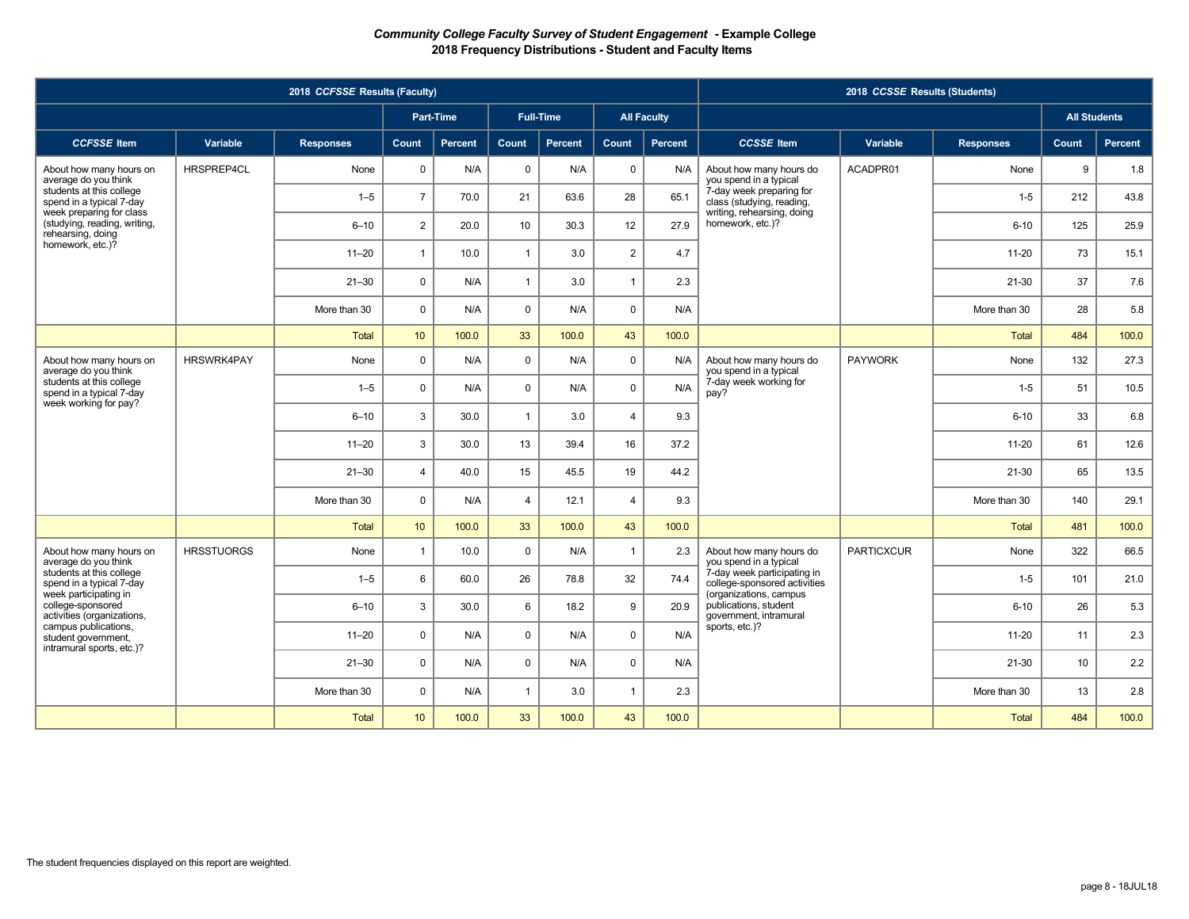# *Community College Faculty Survey of Student Engagement* - Example College

## 2018 Frequency Distributions - Student and Faculty Items

| 2018 *CCFSSE* Results (Faculty) | | | | | | | | | 2018 *CCSSE* Results (Students) | | | | |
|---|---|---|---|---|---|---|---|---|---|---|---|---|---|
| | | | Part-Time | | Full-Time | | All Faculty | | | | | All Students | |
| ***CCFSSE* Item** | **Variable** | **Responses** | **Count** | **Percent** | **Count** | **Percent** | **Count** | **Percent** | ***CCSSE* Item** | **Variable** | **Responses** | **Count** | **Percent** |
| About how many hours on average do you think students at this college spend in a typical 7-day week preparing for class (studying, reading, writing, rehearsing, doing homework, etc.)? | HRSPREP4CL | None | 0 | N/A | 0 | N/A | 0 | N/A | About how many hours do you spend in a typical 7-day week preparing for class (studying, reading, writing, rehearsing, doing homework, etc.)? | ACADPR01 | None | 9 | 1.8 |
| | | 1–5 | 7 | 70.0 | 21 | 63.6 | 28 | 65.1 | | | 1-5 | 212 | 43.8 |
| | | 6–10 | 2 | 20.0 | 10 | 30.3 | 12 | 27.9 | | | 6-10 | 125 | 25.9 |
| | | 11–20 | 1 | 10.0 | 1 | 3.0 | 2 | 4.7 | | | 11-20 | 73 | 15.1 |
| | | 21–30 | 0 | N/A | 1 | 3.0 | 1 | 2.3 | | | 21-30 | 37 | 7.6 |
| | | More than 30 | 0 | N/A | 0 | N/A | 0 | N/A | | | More than 30 | 28 | 5.8 |
| | | Total | 10 | 100.0 | 33 | 100.0 | 43 | 100.0 | | | Total | 484 | 100.0 |
| About how many hours on average do you think students at this college spend in a typical 7-day week working for pay? | HRSWRK4PAY | None | 0 | N/A | 0 | N/A | 0 | N/A | About how many hours do you spend in a typical 7-day week working for pay? | PAYWORK | None | 132 | 27.3 |
| | | 1–5 | 0 | N/A | 0 | N/A | 0 | N/A | | | 1-5 | 51 | 10.5 |
| | | 6–10 | 3 | 30.0 | 1 | 3.0 | 4 | 9.3 | | | 6-10 | 33 | 6.8 |
| | | 11–20 | 3 | 30.0 | 13 | 39.4 | 16 | 37.2 | | | 11-20 | 61 | 12.6 |
| | | 21–30 | 4 | 40.0 | 15 | 45.5 | 19 | 44.2 | | | 21-30 | 65 | 13.5 |
| | | More than 30 | 0 | N/A | 4 | 12.1 | 4 | 9.3 | | | More than 30 | 140 | 29.1 |
| | | Total | 10 | 100.0 | 33 | 100.0 | 43 | 100.0 | | | Total | 481 | 100.0 |
| About how many hours on average do you think students at this college spend in a typical 7-day week participating in college-sponsored activities (organizations, campus publications, student government, intramural sports, etc.)? | HRSSTUORGS | None | 1 | 10.0 | 0 | N/A | 1 | 2.3 | About how many hours do you spend in a typical 7-day week participating in college-sponsored activities (organizations, campus publications, student government, intramural sports, etc.)? | PARTICXCUR | None | 322 | 66.5 |
| | | 1–5 | 6 | 60.0 | 26 | 78.8 | 32 | 74.4 | | | 1-5 | 101 | 21.0 |
| | | 6–10 | 3 | 30.0 | 6 | 18.2 | 9 | 20.9 | | | 6-10 | 26 | 5.3 |
| | | 11–20 | 0 | N/A | 0 | N/A | 0 | N/A | | | 11-20 | 11 | 2.3 |
| | | 21–30 | 0 | N/A | 0 | N/A | 0 | N/A | | | 21-30 | 10 | 2.2 |
| | | More than 30 | 0 | N/A | 1 | 3.0 | 1 | 2.3 | | | More than 30 | 13 | 2.8 |
| | | Total | 10 | 100.0 | 33 | 100.0 | 43 | 100.0 | | | Total | 484 | 100.0 |

The student frequencies displayed on this report are weighted.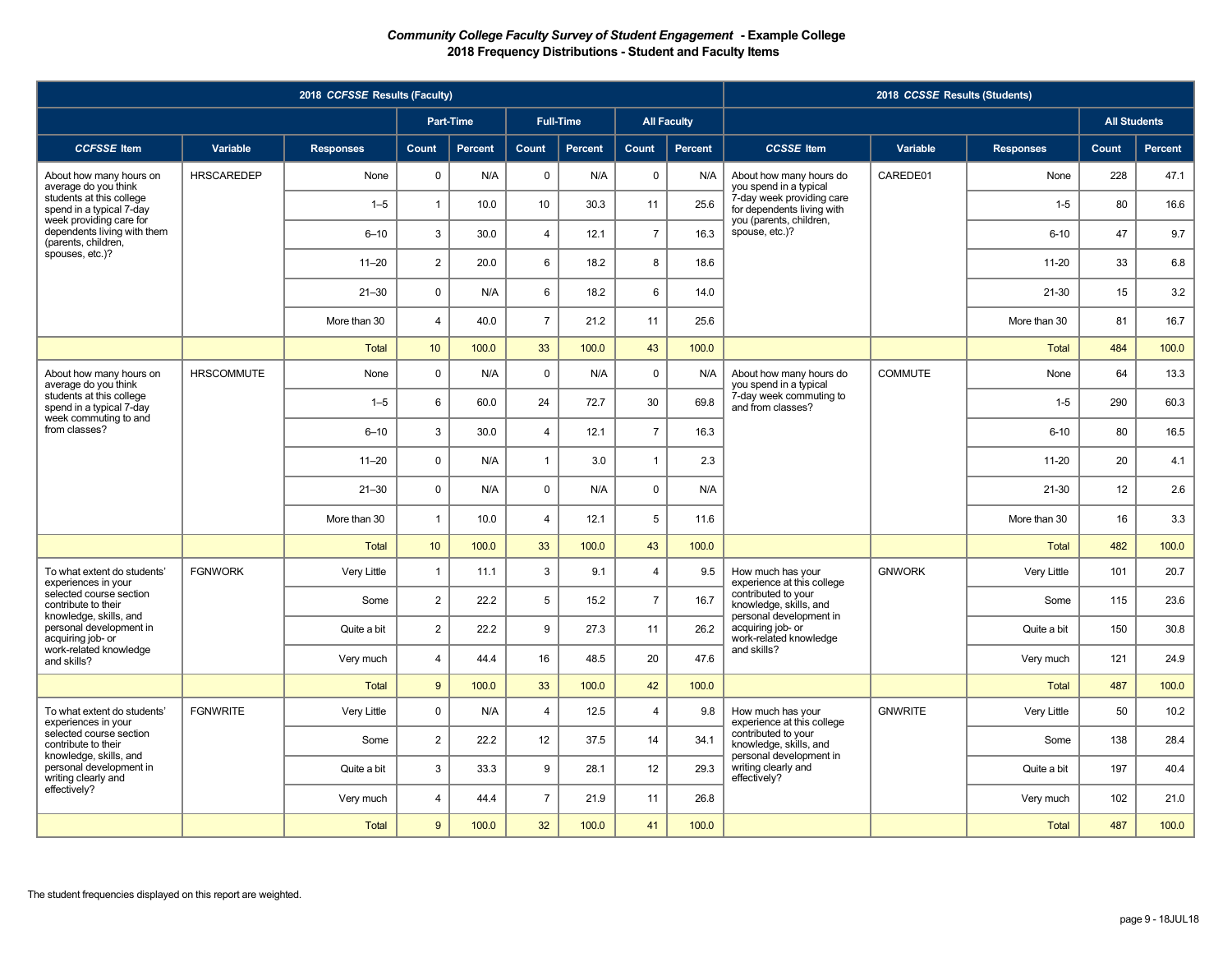***Community College Faculty Survey of Student Engagement* - Example College**
**2018 Frequency Distributions - Student and Faculty Items**

| 2018 *CCFSSE* Results (Faculty) | | | | | | | | | 2018 *CCSSE* Results (Students) | | | | |
|---|---|---|---|---|---|---|---|---|---|---|---|---|---|
| | | | Part-Time | | Full-Time | | All Faculty | | | | | All Students | |
| ***CCFSSE* Item** | **Variable** | **Responses** | **Count** | **Percent** | **Count** | **Percent** | **Count** | **Percent** | ***CCSSE* Item** | **Variable** | **Responses** | **Count** | **Percent** |
| About how many hours on average do you think students at this college spend in a typical 7-day week providing care for dependents living with them (parents, children, spouses, etc.)? | HRSCAREDEP | None | 0 | N/A | 0 | N/A | 0 | N/A | About how many hours do you spend in a typical 7-day week providing care for dependents living with you (parents, children, spouse, etc.)? | CAREDE01 | None | 228 | 47.1 |
| | | 1–5 | 1 | 10.0 | 10 | 30.3 | 11 | 25.6 | | | 1-5 | 80 | 16.6 |
| | | 6–10 | 3 | 30.0 | 4 | 12.1 | 7 | 16.3 | | | 6-10 | 47 | 9.7 |
| | | 11–20 | 2 | 20.0 | 6 | 18.2 | 8 | 18.6 | | | 11-20 | 33 | 6.8 |
| | | 21–30 | 0 | N/A | 6 | 18.2 | 6 | 14.0 | | | 21-30 | 15 | 3.2 |
| | | More than 30 | 4 | 40.0 | 7 | 21.2 | 11 | 25.6 | | | More than 30 | 81 | 16.7 |
| | | Total | 10 | 100.0 | 33 | 100.0 | 43 | 100.0 | | | Total | 484 | 100.0 |
| About how many hours on average do you think students at this college spend in a typical 7-day week commuting to and from classes? | HRSCOMMUTE | None | 0 | N/A | 0 | N/A | 0 | N/A | About how many hours do you spend in a typical 7-day week commuting to and from classes? | COMMUTE | None | 64 | 13.3 |
| | | 1–5 | 6 | 60.0 | 24 | 72.7 | 30 | 69.8 | | | 1-5 | 290 | 60.3 |
| | | 6–10 | 3 | 30.0 | 4 | 12.1 | 7 | 16.3 | | | 6-10 | 80 | 16.5 |
| | | 11–20 | 0 | N/A | 1 | 3.0 | 1 | 2.3 | | | 11-20 | 20 | 4.1 |
| | | 21–30 | 0 | N/A | 0 | N/A | 0 | N/A | | | 21-30 | 12 | 2.6 |
| | | More than 30 | 1 | 10.0 | 4 | 12.1 | 5 | 11.6 | | | More than 30 | 16 | 3.3 |
| | | Total | 10 | 100.0 | 33 | 100.0 | 43 | 100.0 | | | Total | 482 | 100.0 |
| To what extent do students' experiences in your selected course section contribute to their knowledge, skills, and personal development in acquiring job- or work-related knowledge and skills? | FGNWORK | Very Little | 1 | 11.1 | 3 | 9.1 | 4 | 9.5 | How much has your experience at this college contributed to your knowledge, skills, and personal development in acquiring job- or work-related knowledge and skills? | GNWORK | Very Little | 101 | 20.7 |
| | | Some | 2 | 22.2 | 5 | 15.2 | 7 | 16.7 | | | Some | 115 | 23.6 |
| | | Quite a bit | 2 | 22.2 | 9 | 27.3 | 11 | 26.2 | | | Quite a bit | 150 | 30.8 |
| | | Very much | 4 | 44.4 | 16 | 48.5 | 20 | 47.6 | | | Very much | 121 | 24.9 |
| | | Total | 9 | 100.0 | 33 | 100.0 | 42 | 100.0 | | | Total | 487 | 100.0 |
| To what extent do students' experiences in your selected course section contribute to their knowledge, skills, and personal development in writing clearly and effectively? | FGNWRITE | Very Little | 0 | N/A | 4 | 12.5 | 4 | 9.8 | How much has your experience at this college contributed to your knowledge, skills, and personal development in writing clearly and effectively? | GNWRITE | Very Little | 50 | 10.2 |
| | | Some | 2 | 22.2 | 12 | 37.5 | 14 | 34.1 | | | Some | 138 | 28.4 |
| | | Quite a bit | 3 | 33.3 | 9 | 28.1 | 12 | 29.3 | | | Quite a bit | 197 | 40.4 |
| | | Very much | 4 | 44.4 | 7 | 21.9 | 11 | 26.8 | | | Very much | 102 | 21.0 |
| | | Total | 9 | 100.0 | 32 | 100.0 | 41 | 100.0 | | | Total | 487 | 100.0 |

The student frequencies displayed on this report are weighted.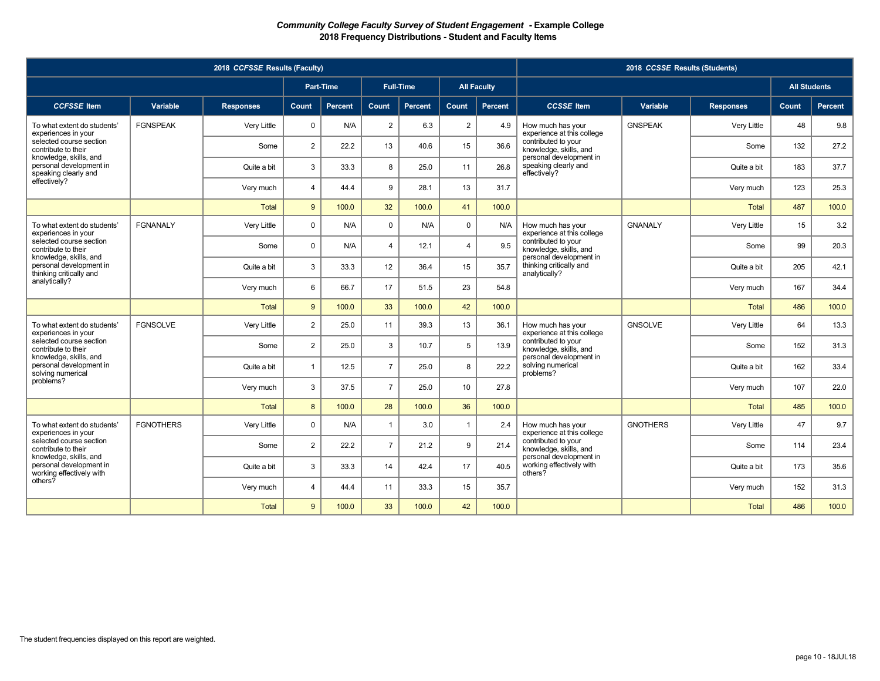**_Community College Faculty Survey of Student Engagement_ - Example College**
**2018 Frequency Distributions - Student and Faculty Items**

| 2018 _CCFSSE_ Results (Faculty) | | | | | | | | | 2018 _CCSSE_ Results (Students) | | | | |
|---|---|---|---|---|---|---|---|---|---|---|---|---|---|
| | | | Part-Time | | Full-Time | | All Faculty | | | | | All Students | |
| _CCFSSE_ Item | Variable | Responses | Count | Percent | Count | Percent | Count | Percent | _CCSSE_ Item | Variable | Responses | Count | Percent |
| To what extent do students' experiences in your selected course section contribute to their knowledge, skills, and personal development in speaking clearly and effectively? | FGNSPEAK | Very Little | 0 | N/A | 2 | 6.3 | 2 | 4.9 | How much has your experience at this college contributed to your knowledge, skills, and personal development in speaking clearly and effectively? | GNSPEAK | Very Little | 48 | 9.8 |
| | | Some | 2 | 22.2 | 13 | 40.6 | 15 | 36.6 | | | Some | 132 | 27.2 |
| | | Quite a bit | 3 | 33.3 | 8 | 25.0 | 11 | 26.8 | | | Quite a bit | 183 | 37.7 |
| | | Very much | 4 | 44.4 | 9 | 28.1 | 13 | 31.7 | | | Very much | 123 | 25.3 |
| | | Total | 9 | 100.0 | 32 | 100.0 | 41 | 100.0 | | | Total | 487 | 100.0 |
| To what extent do students' experiences in your selected course section contribute to their knowledge, skills, and personal development in thinking critically and analytically? | FGNANALY | Very Little | 0 | N/A | 0 | N/A | 0 | N/A | How much has your experience at this college contributed to your knowledge, skills, and personal development in thinking critically and analytically? | GNANALY | Very Little | 15 | 3.2 |
| | | Some | 0 | N/A | 4 | 12.1 | 4 | 9.5 | | | Some | 99 | 20.3 |
| | | Quite a bit | 3 | 33.3 | 12 | 36.4 | 15 | 35.7 | | | Quite a bit | 205 | 42.1 |
| | | Very much | 6 | 66.7 | 17 | 51.5 | 23 | 54.8 | | | Very much | 167 | 34.4 |
| | | Total | 9 | 100.0 | 33 | 100.0 | 42 | 100.0 | | | Total | 486 | 100.0 |
| To what extent do students' experiences in your selected course section contribute to their knowledge, skills, and personal development in solving numerical problems? | FGNSOLVE | Very Little | 2 | 25.0 | 11 | 39.3 | 13 | 36.1 | How much has your experience at this college contributed to your knowledge, skills, and personal development in solving numerical problems? | GNSOLVE | Very Little | 64 | 13.3 |
| | | Some | 2 | 25.0 | 3 | 10.7 | 5 | 13.9 | | | Some | 152 | 31.3 |
| | | Quite a bit | 1 | 12.5 | 7 | 25.0 | 8 | 22.2 | | | Quite a bit | 162 | 33.4 |
| | | Very much | 3 | 37.5 | 7 | 25.0 | 10 | 27.8 | | | Very much | 107 | 22.0 |
| | | Total | 8 | 100.0 | 28 | 100.0 | 36 | 100.0 | | | Total | 485 | 100.0 |
| To what extent do students' experiences in your selected course section contribute to their knowledge, skills, and personal development in working effectively with others? | FGNOTHERS | Very Little | 0 | N/A | 1 | 3.0 | 1 | 2.4 | How much has your experience at this college contributed to your knowledge, skills, and personal development in working effectively with others? | GNOTHERS | Very Little | 47 | 9.7 |
| | | Some | 2 | 22.2 | 7 | 21.2 | 9 | 21.4 | | | Some | 114 | 23.4 |
| | | Quite a bit | 3 | 33.3 | 14 | 42.4 | 17 | 40.5 | | | Quite a bit | 173 | 35.6 |
| | | Very much | 4 | 44.4 | 11 | 33.3 | 15 | 35.7 | | | Very much | 152 | 31.3 |
| | | Total | 9 | 100.0 | 33 | 100.0 | 42 | 100.0 | | | Total | 486 | 100.0 |

The student frequencies displayed on this report are weighted.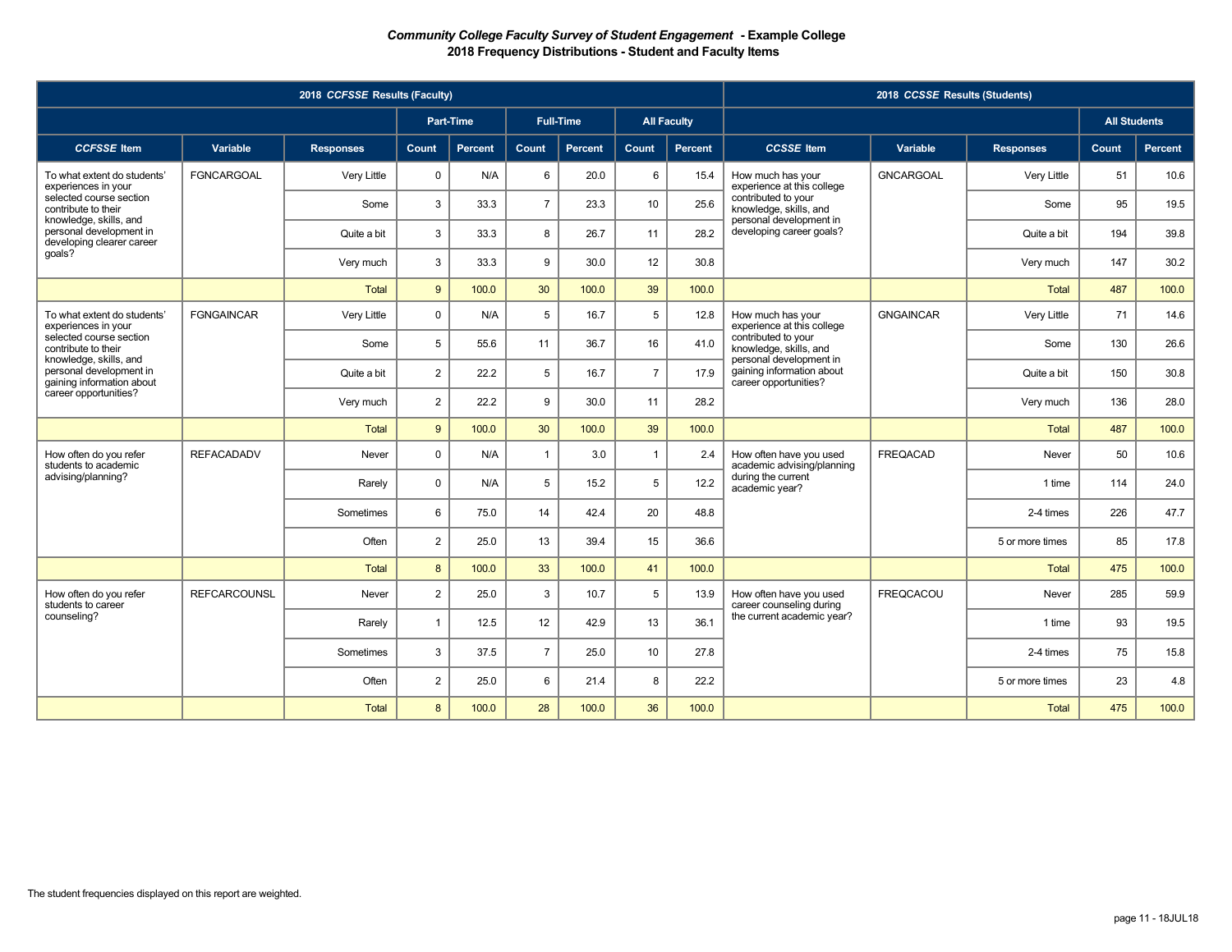### *Community College Faculty Survey of Student Engagement* - Example College
### 2018 Frequency Distributions - Student and Faculty Items

| 2018 *CCFSSE* Results (Faculty) | | | | | | | | | 2018 *CCSSE* Results (Students) | | | | |
|---|---|---|---|---|---|---|---|---|---|---|---|---|---|
| | | | Part-Time | | Full-Time | | All Faculty | | | | | All Students | |
| ***CCFSSE* Item** | **Variable** | **Responses** | **Count** | **Percent** | **Count** | **Percent** | **Count** | **Percent** | ***CCSSE* Item** | **Variable** | **Responses** | **Count** | **Percent** |
| To what extent do students' experiences in your selected course section contribute to their knowledge, skills, and personal development in developing clearer career goals? | FGNCARGOAL | Very Little | 0 | N/A | 6 | 20.0 | 6 | 15.4 | How much has your experience at this college contributed to your knowledge, skills, and personal development in developing career goals? | GNCARGOAL | Very Little | 51 | 10.6 |
| | | Some | 3 | 33.3 | 7 | 23.3 | 10 | 25.6 | | | Some | 95 | 19.5 |
| | | Quite a bit | 3 | 33.3 | 8 | 26.7 | 11 | 28.2 | | | Quite a bit | 194 | 39.8 |
| | | Very much | 3 | 33.3 | 9 | 30.0 | 12 | 30.8 | | | Very much | 147 | 30.2 |
| | | Total | 9 | 100.0 | 30 | 100.0 | 39 | 100.0 | | | Total | 487 | 100.0 |
| To what extent do students' experiences in your selected course section contribute to their knowledge, skills, and personal development in gaining information about career opportunities? | FGNGAINCAR | Very Little | 0 | N/A | 5 | 16.7 | 5 | 12.8 | How much has your experience at this college contributed to your knowledge, skills, and personal development in gaining information about career opportunities? | GNGAINCAR | Very Little | 71 | 14.6 |
| | | Some | 5 | 55.6 | 11 | 36.7 | 16 | 41.0 | | | Some | 130 | 26.6 |
| | | Quite a bit | 2 | 22.2 | 5 | 16.7 | 7 | 17.9 | | | Quite a bit | 150 | 30.8 |
| | | Very much | 2 | 22.2 | 9 | 30.0 | 11 | 28.2 | | | Very much | 136 | 28.0 |
| | | Total | 9 | 100.0 | 30 | 100.0 | 39 | 100.0 | | | Total | 487 | 100.0 |
| How often do you refer students to academic advising/planning? | REFACADADV | Never | 0 | N/A | 1 | 3.0 | 1 | 2.4 | How often have you used academic advising/planning during the current academic year? | FREQACAD | Never | 50 | 10.6 |
| | | Rarely | 0 | N/A | 5 | 15.2 | 5 | 12.2 | | | 1 time | 114 | 24.0 |
| | | Sometimes | 6 | 75.0 | 14 | 42.4 | 20 | 48.8 | | | 2-4 times | 226 | 47.7 |
| | | Often | 2 | 25.0 | 13 | 39.4 | 15 | 36.6 | | | 5 or more times | 85 | 17.8 |
| | | Total | 8 | 100.0 | 33 | 100.0 | 41 | 100.0 | | | Total | 475 | 100.0 |
| How often do you refer students to career counseling? | REFCARCOUNSL | Never | 2 | 25.0 | 3 | 10.7 | 5 | 13.9 | How often have you used career counseling during the current academic year? | FREQCACOU | Never | 285 | 59.9 |
| | | Rarely | 1 | 12.5 | 12 | 42.9 | 13 | 36.1 | | | 1 time | 93 | 19.5 |
| | | Sometimes | 3 | 37.5 | 7 | 25.0 | 10 | 27.8 | | | 2-4 times | 75 | 15.8 |
| | | Often | 2 | 25.0 | 6 | 21.4 | 8 | 22.2 | | | 5 or more times | 23 | 4.8 |
| | | Total | 8 | 100.0 | 28 | 100.0 | 36 | 100.0 | | | Total | 475 | 100.0 |

The student frequencies displayed on this report are weighted.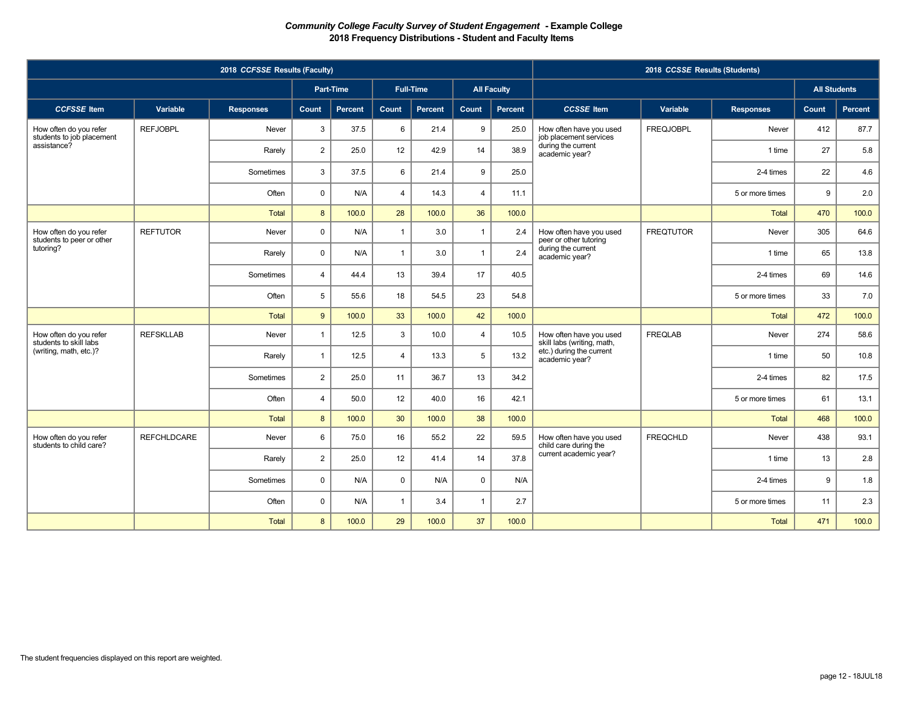***Community College Faculty Survey of Student Engagement* - Example College**
**2018 Frequency Distributions - Student and Faculty Items**

| 2018 *CCFSSE* Results (Faculty) | | | | | | | | | 2018 *CCSSE* Results (Students) | | | | |
|---|---|---|---|---|---|---|---|---|---|---|---|---|---|
| | | | Part-Time | | Full-Time | | All Faculty | | | | | All Students | |
| ***CCFSSE* Item** | **Variable** | **Responses** | **Count** | **Percent** | **Count** | **Percent** | **Count** | **Percent** | ***CCSSE* Item** | **Variable** | **Responses** | **Count** | **Percent** |
| How often do you refer students to job placement assistance? | REFJOBPL | Never | 3 | 37.5 | 6 | 21.4 | 9 | 25.0 | How often have you used job placement services during the current academic year? | FREQJOBPL | Never | 412 | 87.7 |
| | | Rarely | 2 | 25.0 | 12 | 42.9 | 14 | 38.9 | | | 1 time | 27 | 5.8 |
| | | Sometimes | 3 | 37.5 | 6 | 21.4 | 9 | 25.0 | | | 2-4 times | 22 | 4.6 |
| | | Often | 0 | N/A | 4 | 14.3 | 4 | 11.1 | | | 5 or more times | 9 | 2.0 |
| | | Total | 8 | 100.0 | 28 | 100.0 | 36 | 100.0 | | | Total | 470 | 100.0 |
| How often do you refer students to peer or other tutoring? | REFTUTOR | Never | 0 | N/A | 1 | 3.0 | 1 | 2.4 | How often have you used peer or other tutoring during the current academic year? | FREQTUTOR | Never | 305 | 64.6 |
| | | Rarely | 0 | N/A | 1 | 3.0 | 1 | 2.4 | | | 1 time | 65 | 13.8 |
| | | Sometimes | 4 | 44.4 | 13 | 39.4 | 17 | 40.5 | | | 2-4 times | 69 | 14.6 |
| | | Often | 5 | 55.6 | 18 | 54.5 | 23 | 54.8 | | | 5 or more times | 33 | 7.0 |
| | | Total | 9 | 100.0 | 33 | 100.0 | 42 | 100.0 | | | Total | 472 | 100.0 |
| How often do you refer students to skill labs (writing, math, etc.)? | REFSKLLAB | Never | 1 | 12.5 | 3 | 10.0 | 4 | 10.5 | How often have you used skill labs (writing, math, etc.) during the current academic year? | FREQLAB | Never | 274 | 58.6 |
| | | Rarely | 1 | 12.5 | 4 | 13.3 | 5 | 13.2 | | | 1 time | 50 | 10.8 |
| | | Sometimes | 2 | 25.0 | 11 | 36.7 | 13 | 34.2 | | | 2-4 times | 82 | 17.5 |
| | | Often | 4 | 50.0 | 12 | 40.0 | 16 | 42.1 | | | 5 or more times | 61 | 13.1 |
| | | Total | 8 | 100.0 | 30 | 100.0 | 38 | 100.0 | | | Total | 468 | 100.0 |
| How often do you refer students to child care? | REFCHLDCARE | Never | 6 | 75.0 | 16 | 55.2 | 22 | 59.5 | How often have you used child care during the current academic year? | FREQCHLD | Never | 438 | 93.1 |
| | | Rarely | 2 | 25.0 | 12 | 41.4 | 14 | 37.8 | | | 1 time | 13 | 2.8 |
| | | Sometimes | 0 | N/A | 0 | N/A | 0 | N/A | | | 2-4 times | 9 | 1.8 |
| | | Often | 0 | N/A | 1 | 3.4 | 1 | 2.7 | | | 5 or more times | 11 | 2.3 |
| | | Total | 8 | 100.0 | 29 | 100.0 | 37 | 100.0 | | | Total | 471 | 100.0 |

The student frequencies displayed on this report are weighted.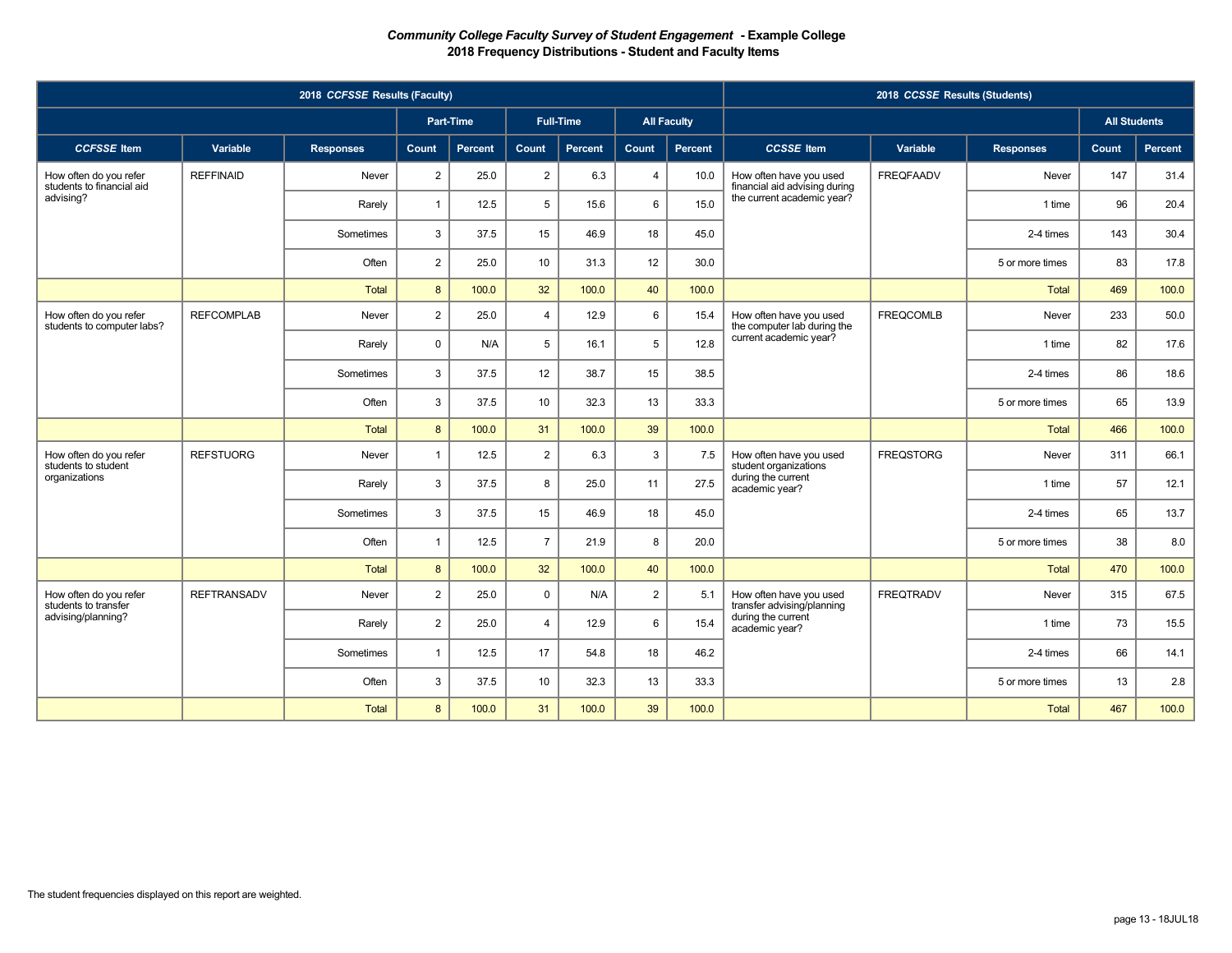# *Community College Faculty Survey of Student Engagement* - Example College
## 2018 Frequency Distributions - Student and Faculty Items

| 2018 *CCFSSE* Results (Faculty) | | | | | | | | | 2018 *CCSSE* Results (Students) | | | | |
|---|---|---|---|---|---|---|---|---|---|---|---|---|---|
| | | | Part-Time | | Full-Time | | All Faculty | | | | | All Students | |
| ***CCFSSE* Item** | **Variable** | **Responses** | **Count** | **Percent** | **Count** | **Percent** | **Count** | **Percent** | ***CCSSE* Item** | **Variable** | **Responses** | **Count** | **Percent** |
| How often do you refer students to financial aid advising? | REFFINAID | Never | 2 | 25.0 | 2 | 6.3 | 4 | 10.0 | How often have you used financial aid advising during the current academic year? | FREQFAADV | Never | 147 | 31.4 |
| | | Rarely | 1 | 12.5 | 5 | 15.6 | 6 | 15.0 | | | 1 time | 96 | 20.4 |
| | | Sometimes | 3 | 37.5 | 15 | 46.9 | 18 | 45.0 | | | 2-4 times | 143 | 30.4 |
| | | Often | 2 | 25.0 | 10 | 31.3 | 12 | 30.0 | | | 5 or more times | 83 | 17.8 |
| | | Total | 8 | 100.0 | 32 | 100.0 | 40 | 100.0 | | | Total | 469 | 100.0 |
| How often do you refer students to computer labs? | REFCOMPLAB | Never | 2 | 25.0 | 4 | 12.9 | 6 | 15.4 | How often have you used the computer lab during the current academic year? | FREQCOMLB | Never | 233 | 50.0 |
| | | Rarely | 0 | N/A | 5 | 16.1 | 5 | 12.8 | | | 1 time | 82 | 17.6 |
| | | Sometimes | 3 | 37.5 | 12 | 38.7 | 15 | 38.5 | | | 2-4 times | 86 | 18.6 |
| | | Often | 3 | 37.5 | 10 | 32.3 | 13 | 33.3 | | | 5 or more times | 65 | 13.9 |
| | | Total | 8 | 100.0 | 31 | 100.0 | 39 | 100.0 | | | Total | 466 | 100.0 |
| How often do you refer students to student organizations | REFSTUORG | Never | 1 | 12.5 | 2 | 6.3 | 3 | 7.5 | How often have you used student organizations during the current academic year? | FREQSTORG | Never | 311 | 66.1 |
| | | Rarely | 3 | 37.5 | 8 | 25.0 | 11 | 27.5 | | | 1 time | 57 | 12.1 |
| | | Sometimes | 3 | 37.5 | 15 | 46.9 | 18 | 45.0 | | | 2-4 times | 65 | 13.7 |
| | | Often | 1 | 12.5 | 7 | 21.9 | 8 | 20.0 | | | 5 or more times | 38 | 8.0 |
| | | Total | 8 | 100.0 | 32 | 100.0 | 40 | 100.0 | | | Total | 470 | 100.0 |
| How often do you refer students to transfer advising/planning? | REFTRANSADV | Never | 2 | 25.0 | 0 | N/A | 2 | 5.1 | How often have you used transfer advising/planning during the current academic year? | FREQTRADV | Never | 315 | 67.5 |
| | | Rarely | 2 | 25.0 | 4 | 12.9 | 6 | 15.4 | | | 1 time | 73 | 15.5 |
| | | Sometimes | 1 | 12.5 | 17 | 54.8 | 18 | 46.2 | | | 2-4 times | 66 | 14.1 |
| | | Often | 3 | 37.5 | 10 | 32.3 | 13 | 33.3 | | | 5 or more times | 13 | 2.8 |
| | | Total | 8 | 100.0 | 31 | 100.0 | 39 | 100.0 | | | Total | 467 | 100.0 |

The student frequencies displayed on this report are weighted.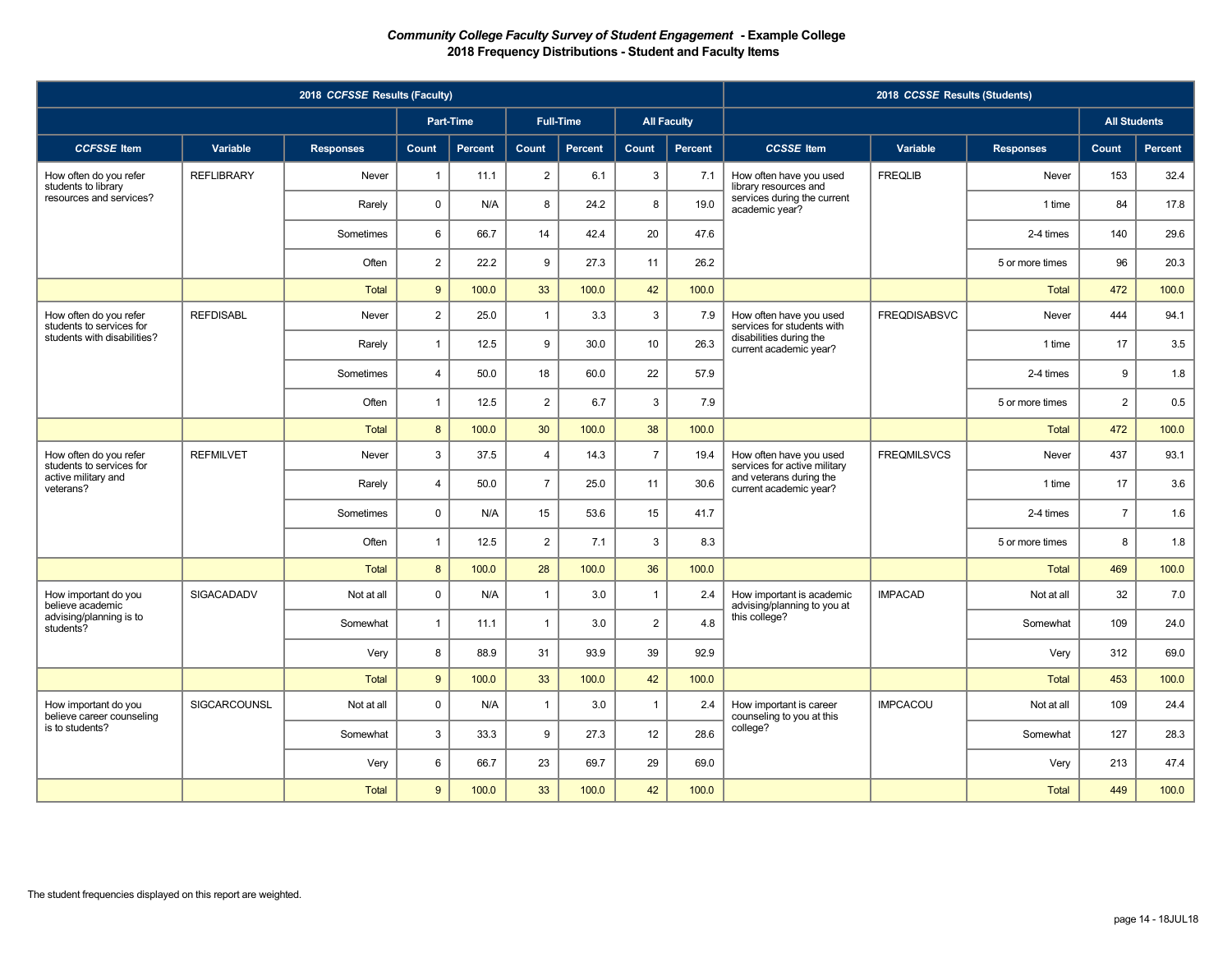# *Community College Faculty Survey of Student Engagement* - Example College

## 2018 Frequency Distributions - Student and Faculty Items

| 2018 *CCFSSE* Results (Faculty) | | | | | | | | | 2018 *CCSSE* Results (Students) | | | | |
|---|---|---|---|---|---|---|---|---|---|---|---|---|---|
| | | | Part-Time | | Full-Time | | All Faculty | | | | | All Students | |
| ***CCFSSE* Item** | **Variable** | **Responses** | **Count** | **Percent** | **Count** | **Percent** | **Count** | **Percent** | ***CCSSE* Item** | **Variable** | **Responses** | **Count** | **Percent** |
| How often do you refer students to library resources and services? | REFLIBRARY | Never | 1 | 11.1 | 2 | 6.1 | 3 | 7.1 | How often have you used library resources and services during the current academic year? | FREQLIB | Never | 153 | 32.4 |
| | | Rarely | 0 | N/A | 8 | 24.2 | 8 | 19.0 | | | 1 time | 84 | 17.8 |
| | | Sometimes | 6 | 66.7 | 14 | 42.4 | 20 | 47.6 | | | 2-4 times | 140 | 29.6 |
| | | Often | 2 | 22.2 | 9 | 27.3 | 11 | 26.2 | | | 5 or more times | 96 | 20.3 |
| | | Total | 9 | 100.0 | 33 | 100.0 | 42 | 100.0 | | | Total | 472 | 100.0 |
| How often do you refer students to services for students with disabilities? | REFDISABL | Never | 2 | 25.0 | 1 | 3.3 | 3 | 7.9 | How often have you used services for students with disabilities during the current academic year? | FREQDISABSVC | Never | 444 | 94.1 |
| | | Rarely | 1 | 12.5 | 9 | 30.0 | 10 | 26.3 | | | 1 time | 17 | 3.5 |
| | | Sometimes | 4 | 50.0 | 18 | 60.0 | 22 | 57.9 | | | 2-4 times | 9 | 1.8 |
| | | Often | 1 | 12.5 | 2 | 6.7 | 3 | 7.9 | | | 5 or more times | 2 | 0.5 |
| | | Total | 8 | 100.0 | 30 | 100.0 | 38 | 100.0 | | | Total | 472 | 100.0 |
| How often do you refer students to services for active military and veterans? | REFMILVET | Never | 3 | 37.5 | 4 | 14.3 | 7 | 19.4 | How often have you used services for active military and veterans during the current academic year? | FREQMILSVCS | Never | 437 | 93.1 |
| | | Rarely | 4 | 50.0 | 7 | 25.0 | 11 | 30.6 | | | 1 time | 17 | 3.6 |
| | | Sometimes | 0 | N/A | 15 | 53.6 | 15 | 41.7 | | | 2-4 times | 7 | 1.6 |
| | | Often | 1 | 12.5 | 2 | 7.1 | 3 | 8.3 | | | 5 or more times | 8 | 1.8 |
| | | Total | 8 | 100.0 | 28 | 100.0 | 36 | 100.0 | | | Total | 469 | 100.0 |
| How important do you believe academic advising/planning is to students? | SIGACADADV | Not at all | 0 | N/A | 1 | 3.0 | 1 | 2.4 | How important is academic advising/planning to you at this college? | IMPACAD | Not at all | 32 | 7.0 |
| | | Somewhat | 1 | 11.1 | 1 | 3.0 | 2 | 4.8 | | | Somewhat | 109 | 24.0 |
| | | Very | 8 | 88.9 | 31 | 93.9 | 39 | 92.9 | | | Very | 312 | 69.0 |
| | | Total | 9 | 100.0 | 33 | 100.0 | 42 | 100.0 | | | Total | 453 | 100.0 |
| How important do you believe career counseling is to students? | SIGCARCOUNSL | Not at all | 0 | N/A | 1 | 3.0 | 1 | 2.4 | How important is career counseling to you at this college? | IMPCACOU | Not at all | 109 | 24.4 |
| | | Somewhat | 3 | 33.3 | 9 | 27.3 | 12 | 28.6 | | | Somewhat | 127 | 28.3 |
| | | Very | 6 | 66.7 | 23 | 69.7 | 29 | 69.0 | | | Very | 213 | 47.4 |
| | | Total | 9 | 100.0 | 33 | 100.0 | 42 | 100.0 | | | Total | 449 | 100.0 |

The student frequencies displayed on this report are weighted.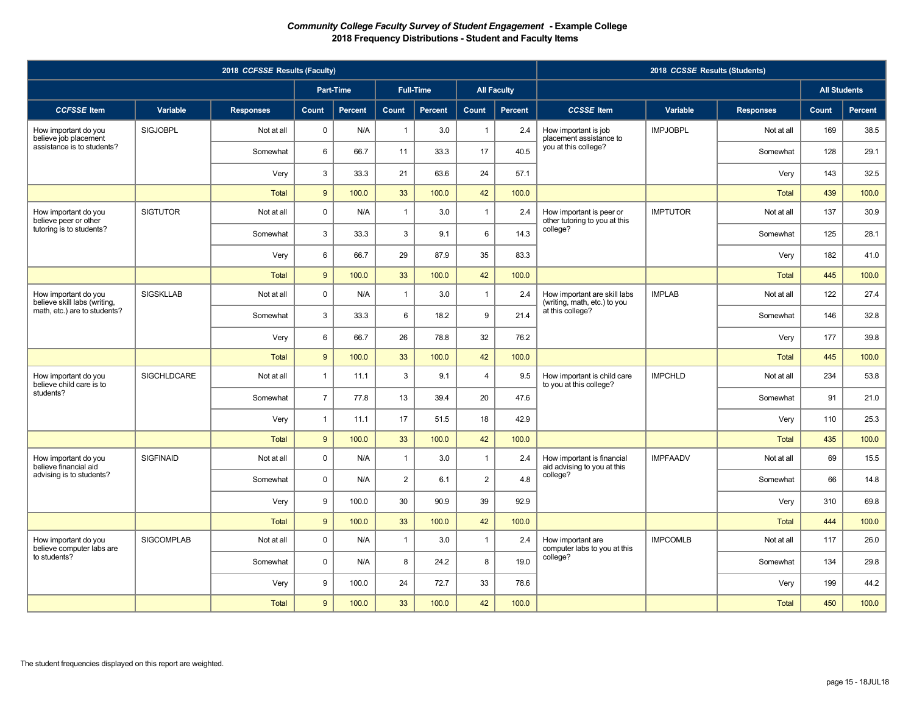***Community College Faculty Survey of Student Engagement* - Example College**
**2018 Frequency Distributions - Student and Faculty Items**

| 2018 *CCFSSE* Results (Faculty) | | | | | | | | | 2018 *CCSSE* Results (Students) | | | | |
|---|---|---|---|---|---|---|---|---|---|---|---|---|---|
| | | | Part-Time | | Full-Time | | All Faculty | | | | | All Students | |
| ***CCFSSE* Item** | **Variable** | **Responses** | **Count** | **Percent** | **Count** | **Percent** | **Count** | **Percent** | ***CCSSE* Item** | **Variable** | **Responses** | **Count** | **Percent** |
| How important do you believe job placement assistance is to students? | SIGJOBPL | Not at all | 0 | N/A | 1 | 3.0 | 1 | 2.4 | How important is job placement assistance to you at this college? | IMPJOBPL | Not at all | 169 | 38.5 |
| | | Somewhat | 6 | 66.7 | 11 | 33.3 | 17 | 40.5 | | | Somewhat | 128 | 29.1 |
| | | Very | 3 | 33.3 | 21 | 63.6 | 24 | 57.1 | | | Very | 143 | 32.5 |
| | | Total | 9 | 100.0 | 33 | 100.0 | 42 | 100.0 | | | Total | 439 | 100.0 |
| How important do you believe peer or other tutoring is to students? | SIGTUTOR | Not at all | 0 | N/A | 1 | 3.0 | 1 | 2.4 | How important is peer or other tutoring to you at this college? | IMPTUTOR | Not at all | 137 | 30.9 |
| | | Somewhat | 3 | 33.3 | 3 | 9.1 | 6 | 14.3 | | | Somewhat | 125 | 28.1 |
| | | Very | 6 | 66.7 | 29 | 87.9 | 35 | 83.3 | | | Very | 182 | 41.0 |
| | | Total | 9 | 100.0 | 33 | 100.0 | 42 | 100.0 | | | Total | 445 | 100.0 |
| How important do you believe skill labs (writing, math, etc.) are to students? | SIGSKLLAB | Not at all | 0 | N/A | 1 | 3.0 | 1 | 2.4 | How important are skill labs (writing, math, etc.) to you at this college? | IMPLAB | Not at all | 122 | 27.4 |
| | | Somewhat | 3 | 33.3 | 6 | 18.2 | 9 | 21.4 | | | Somewhat | 146 | 32.8 |
| | | Very | 6 | 66.7 | 26 | 78.8 | 32 | 76.2 | | | Very | 177 | 39.8 |
| | | Total | 9 | 100.0 | 33 | 100.0 | 42 | 100.0 | | | Total | 445 | 100.0 |
| How important do you believe child care is to students? | SIGCHLDCARE | Not at all | 1 | 11.1 | 3 | 9.1 | 4 | 9.5 | How important is child care to you at this college? | IMPCHLD | Not at all | 234 | 53.8 |
| | | Somewhat | 7 | 77.8 | 13 | 39.4 | 20 | 47.6 | | | Somewhat | 91 | 21.0 |
| | | Very | 1 | 11.1 | 17 | 51.5 | 18 | 42.9 | | | Very | 110 | 25.3 |
| | | Total | 9 | 100.0 | 33 | 100.0 | 42 | 100.0 | | | Total | 435 | 100.0 |
| How important do you believe financial aid advising is to students? | SIGFINAID | Not at all | 0 | N/A | 1 | 3.0 | 1 | 2.4 | How important is financial aid advising to you at this college? | IMPFAADV | Not at all | 69 | 15.5 |
| | | Somewhat | 0 | N/A | 2 | 6.1 | 2 | 4.8 | | | Somewhat | 66 | 14.8 |
| | | Very | 9 | 100.0 | 30 | 90.9 | 39 | 92.9 | | | Very | 310 | 69.8 |
| | | Total | 9 | 100.0 | 33 | 100.0 | 42 | 100.0 | | | Total | 444 | 100.0 |
| How important do you believe computer labs are to students? | SIGCOMPLAB | Not at all | 0 | N/A | 1 | 3.0 | 1 | 2.4 | How important are computer labs to you at this college? | IMPCOMLB | Not at all | 117 | 26.0 |
| | | Somewhat | 0 | N/A | 8 | 24.2 | 8 | 19.0 | | | Somewhat | 134 | 29.8 |
| | | Very | 9 | 100.0 | 24 | 72.7 | 33 | 78.6 | | | Very | 199 | 44.2 |
| | | Total | 9 | 100.0 | 33 | 100.0 | 42 | 100.0 | | | Total | 450 | 100.0 |

The student frequencies displayed on this report are weighted.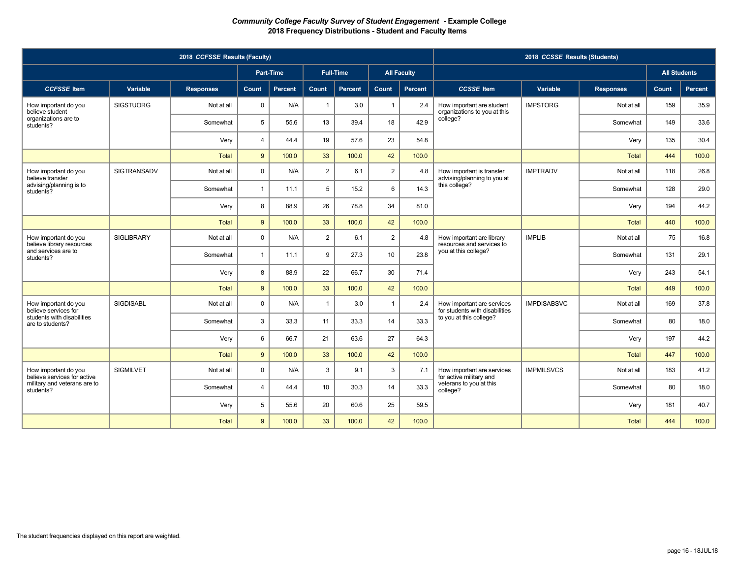***Community College Faculty Survey of Student Engagement* - Example College**
**2018 Frequency Distributions - Student and Faculty Items**

| 2018 *CCFSSE* Results (Faculty) | | | | | | | | | 2018 *CCSSE* Results (Students) | | | | |
|---|---|---|---|---|---|---|---|---|---|---|---|---|---|
| | | | Part-Time | | Full-Time | | All Faculty | | | | | All Students | |
| *CCFSSE* Item | Variable | Responses | Count | Percent | Count | Percent | Count | Percent | *CCSSE* Item | Variable | Responses | Count | Percent |
| How important do you believe student organizations are to students? | SIGSTUORG | Not at all | 0 | N/A | 1 | 3.0 | 1 | 2.4 | How important are student organizations to you at this college? | IMPSTORG | Not at all | 159 | 35.9 |
| | | Somewhat | 5 | 55.6 | 13 | 39.4 | 18 | 42.9 | | | Somewhat | 149 | 33.6 |
| | | Very | 4 | 44.4 | 19 | 57.6 | 23 | 54.8 | | | Very | 135 | 30.4 |
| | | Total | 9 | 100.0 | 33 | 100.0 | 42 | 100.0 | | | Total | 444 | 100.0 |
| How important do you believe transfer advising/planning is to students? | SIGTRANSADV | Not at all | 0 | N/A | 2 | 6.1 | 2 | 4.8 | How important is transfer advising/planning to you at this college? | IMPTRADV | Not at all | 118 | 26.8 |
| | | Somewhat | 1 | 11.1 | 5 | 15.2 | 6 | 14.3 | | | Somewhat | 128 | 29.0 |
| | | Very | 8 | 88.9 | 26 | 78.8 | 34 | 81.0 | | | Very | 194 | 44.2 |
| | | Total | 9 | 100.0 | 33 | 100.0 | 42 | 100.0 | | | Total | 440 | 100.0 |
| How important do you believe library resources and services are to students? | SIGLIBRARY | Not at all | 0 | N/A | 2 | 6.1 | 2 | 4.8 | How important are library resources and services to you at this college? | IMPLIB | Not at all | 75 | 16.8 |
| | | Somewhat | 1 | 11.1 | 9 | 27.3 | 10 | 23.8 | | | Somewhat | 131 | 29.1 |
| | | Very | 8 | 88.9 | 22 | 66.7 | 30 | 71.4 | | | Very | 243 | 54.1 |
| | | Total | 9 | 100.0 | 33 | 100.0 | 42 | 100.0 | | | Total | 449 | 100.0 |
| How important do you believe services for students with disabilities are to students? | SIGDISABL | Not at all | 0 | N/A | 1 | 3.0 | 1 | 2.4 | How important are services for students with disabilities to you at this college? | IMPDISABSVC | Not at all | 169 | 37.8 |
| | | Somewhat | 3 | 33.3 | 11 | 33.3 | 14 | 33.3 | | | Somewhat | 80 | 18.0 |
| | | Very | 6 | 66.7 | 21 | 63.6 | 27 | 64.3 | | | Very | 197 | 44.2 |
| | | Total | 9 | 100.0 | 33 | 100.0 | 42 | 100.0 | | | Total | 447 | 100.0 |
| How important do you believe services for active military and veterans are to students? | SIGMILVET | Not at all | 0 | N/A | 3 | 9.1 | 3 | 7.1 | How important are services for active military and veterans to you at this college? | IMPMILSVCS | Not at all | 183 | 41.2 |
| | | Somewhat | 4 | 44.4 | 10 | 30.3 | 14 | 33.3 | | | Somewhat | 80 | 18.0 |
| | | Very | 5 | 55.6 | 20 | 60.6 | 25 | 59.5 | | | Very | 181 | 40.7 |
| | | Total | 9 | 100.0 | 33 | 100.0 | 42 | 100.0 | | | Total | 444 | 100.0 |

The student frequencies displayed on this report are weighted.